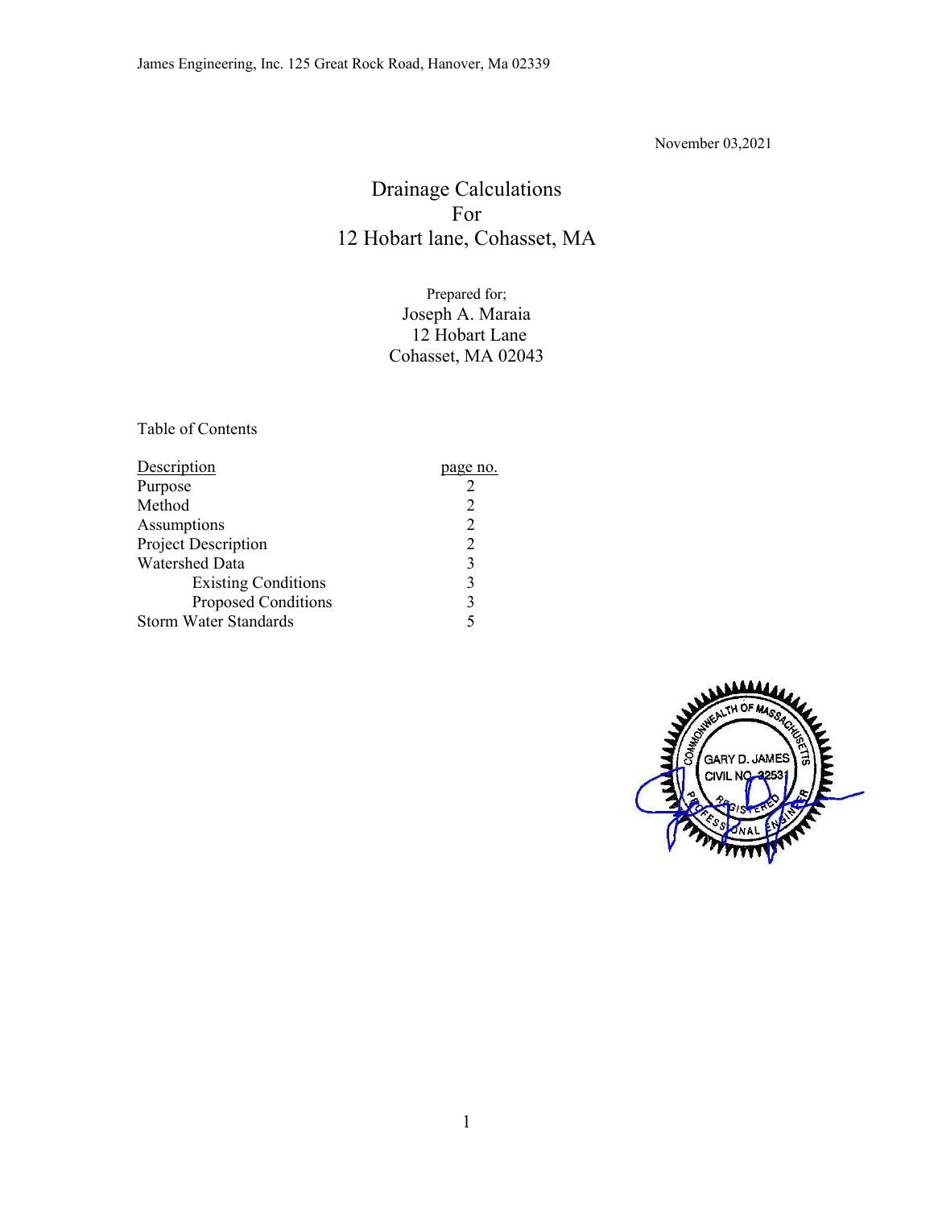James Engineering, Inc. 125 Great Rock Road, Hanover, Ma 02339

November 03,2021

# Drainage Calculations
# For
# 12 Hobart lane, Cohasset, MA

Prepared for;
Joseph A. Maraia
12 Hobart Lane
Cohasset, MA 02043

Table of Contents

| Description | page no. |
|---|---|
| Purpose | 2 |
| Method | 2 |
| Assumptions | 2 |
| Project Description | 2 |
| Watershed Data | 3 |
| Existing Conditions | 3 |
| Proposed Conditions | 3 |
| Storm Water Standards | 5 |

COMMONWEALTH OF MASSACHUSETTS
GARY D. JAMES
CIVIL NO. 32531
REGISTERED PROFESSIONAL ENGINEER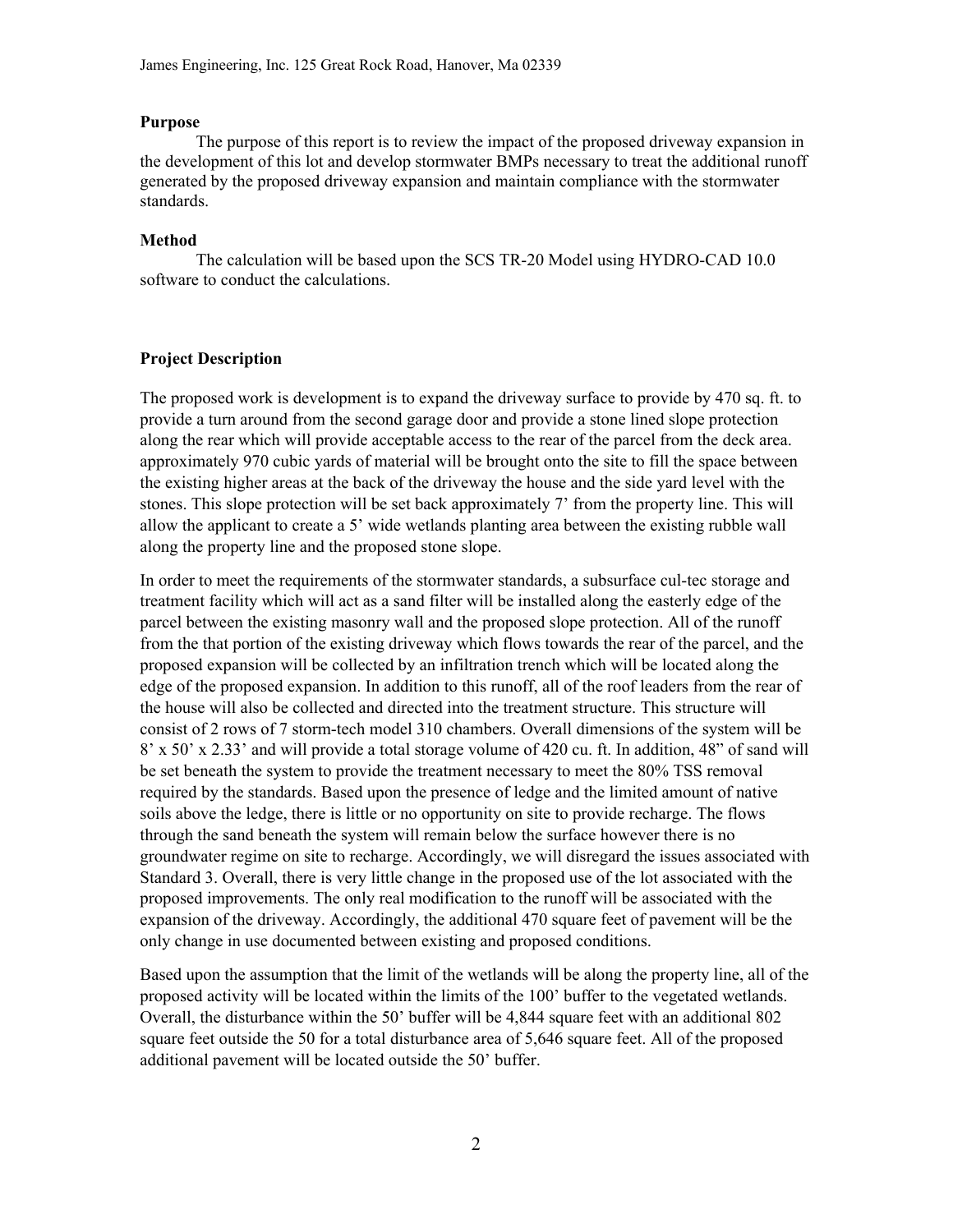**Purpose**

The purpose of this report is to review the impact of the proposed driveway expansion in the development of this lot and develop stormwater BMPs necessary to treat the additional runoff generated by the proposed driveway expansion and maintain compliance with the stormwater standards.

**Method**

The calculation will be based upon the SCS TR-20 Model using HYDRO-CAD 10.0 software to conduct the calculations.

**Project Description**

The proposed work is development is to expand the driveway surface to provide by 470 sq. ft. to provide a turn around from the second garage door and provide a stone lined slope protection along the rear which will provide acceptable access to the rear of the parcel from the deck area. approximately 970 cubic yards of material will be brought onto the site to fill the space between the existing higher areas at the back of the driveway the house and the side yard level with the stones. This slope protection will be set back approximately 7' from the property line. This will allow the applicant to create a 5' wide wetlands planting area between the existing rubble wall along the property line and the proposed stone slope.

In order to meet the requirements of the stormwater standards, a subsurface cul-tec storage and treatment facility which will act as a sand filter will be installed along the easterly edge of the parcel between the existing masonry wall and the proposed slope protection. All of the runoff from the that portion of the existing driveway which flows towards the rear of the parcel, and the proposed expansion will be collected by an infiltration trench which will be located along the edge of the proposed expansion. In addition to this runoff, all of the roof leaders from the rear of the house will also be collected and directed into the treatment structure. This structure will consist of 2 rows of 7 storm-tech model 310 chambers. Overall dimensions of the system will be 8' x 50' x 2.33' and will provide a total storage volume of 420 cu. ft. In addition, 48" of sand will be set beneath the system to provide the treatment necessary to meet the 80% TSS removal required by the standards. Based upon the presence of ledge and the limited amount of native soils above the ledge, there is little or no opportunity on site to provide recharge. The flows through the sand beneath the system will remain below the surface however there is no groundwater regime on site to recharge. Accordingly, we will disregard the issues associated with Standard 3. Overall, there is very little change in the proposed use of the lot associated with the proposed improvements. The only real modification to the runoff will be associated with the expansion of the driveway. Accordingly, the additional 470 square feet of pavement will be the only change in use documented between existing and proposed conditions.

Based upon the assumption that the limit of the wetlands will be along the property line, all of the proposed activity will be located within the limits of the 100' buffer to the vegetated wetlands. Overall, the disturbance within the 50' buffer will be 4,844 square feet with an additional 802 square feet outside the 50 for a total disturbance area of 5,646 square feet. All of the proposed additional pavement will be located outside the 50' buffer.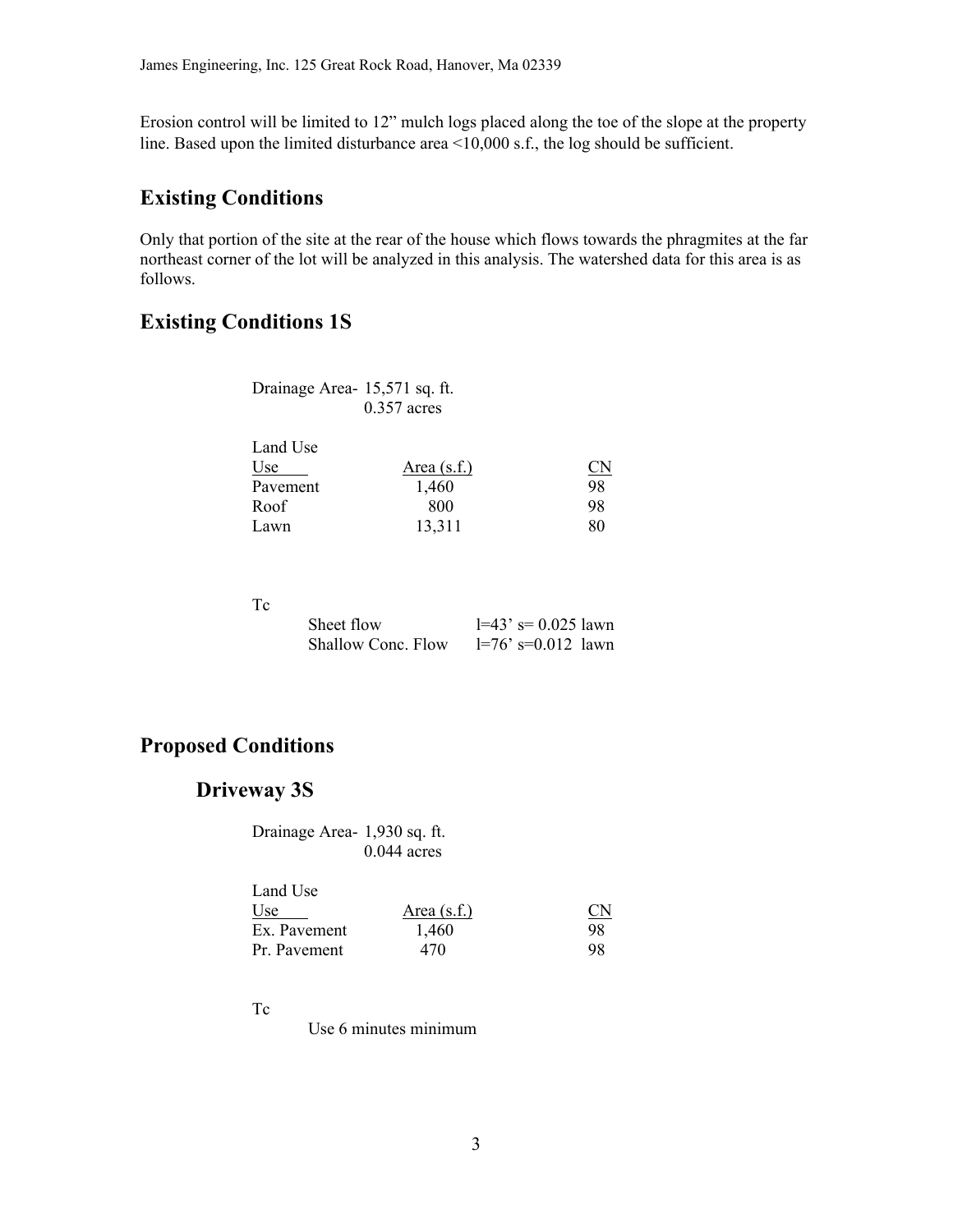Erosion control will be limited to 12" mulch logs placed along the toe of the slope at the property line. Based upon the limited disturbance area <10,000 s.f., the log should be sufficient.

## Existing Conditions

Only that portion of the site at the rear of the house which flows towards the phragmites at the far northeast corner of the lot will be analyzed in this analysis. The watershed data for this area is as follows.

## Existing Conditions 1S

Drainage Area- 15,571 sq. ft.
0.357 acres

Land Use

| Use | Area (s.f.) | CN |
|---|---|---|
| Pavement | 1,460 | 98 |
| Roof | 800 | 98 |
| Lawn | 13,311 | 80 |

Tc

| | |
|---|---|
| Sheet flow | l=43' s= 0.025 lawn |
| Shallow Conc. Flow | l=76' s=0.012 lawn |

## Proposed Conditions

### Driveway 3S

Drainage Area- 1,930 sq. ft.
0.044 acres

Land Use

| Use | Area (s.f.) | CN |
|---|---|---|
| Ex. Pavement | 1,460 | 98 |
| Pr. Pavement | 470 | 98 |

Tc

Use 6 minutes minimum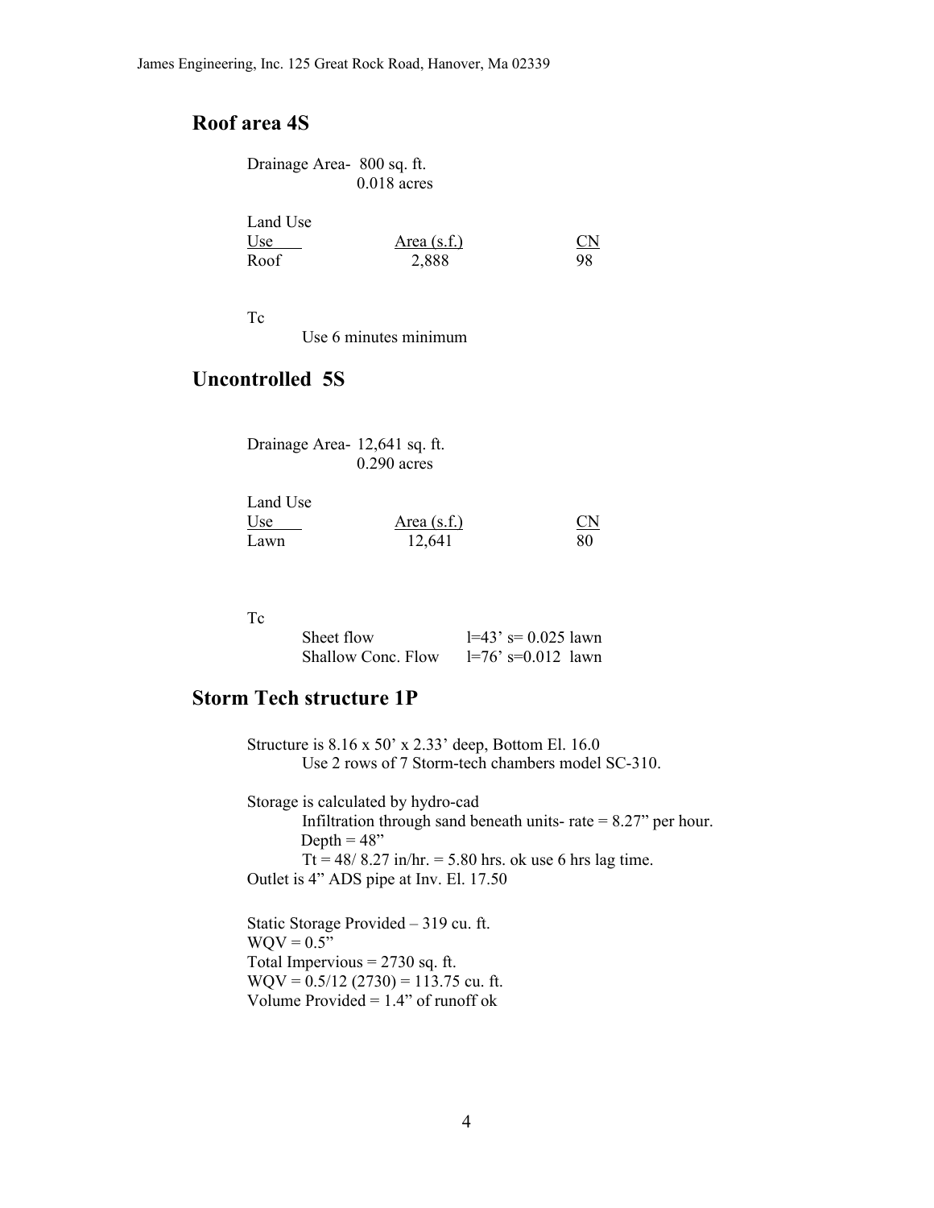## Roof area 4S

Drainage Area- 800 sq. ft.
0.018 acres

Land Use

| Use | Area (s.f.) | CN |
|---|---|---|
| Roof | 2,888 | 98 |

Tc

Use 6 minutes minimum

## Uncontrolled 5S

Drainage Area- 12,641 sq. ft.
0.290 acres

Land Use

| Use | Area (s.f.) | CN |
|---|---|---|
| Lawn | 12,641 | 80 |

Tc

| | |
|---|---|
| Sheet flow | l=43' s= 0.025 lawn |
| Shallow Conc. Flow | l=76' s=0.012 lawn |

## Storm Tech structure 1P

Structure is 8.16 x 50' x 2.33' deep, Bottom El. 16.0
Use 2 rows of 7 Storm-tech chambers model SC-310.

Storage is calculated by hydro-cad
Infiltration through sand beneath units- rate = 8.27" per hour.
Depth = 48"
Tt = 48/ 8.27 in/hr. = 5.80 hrs. ok use 6 hrs lag time.
Outlet is 4" ADS pipe at Inv. El. 17.50

Static Storage Provided – 319 cu. ft.
WQV = 0.5"
Total Impervious = 2730 sq. ft.
WQV = 0.5/12 (2730) = 113.75 cu. ft.
Volume Provided = 1.4" of runoff ok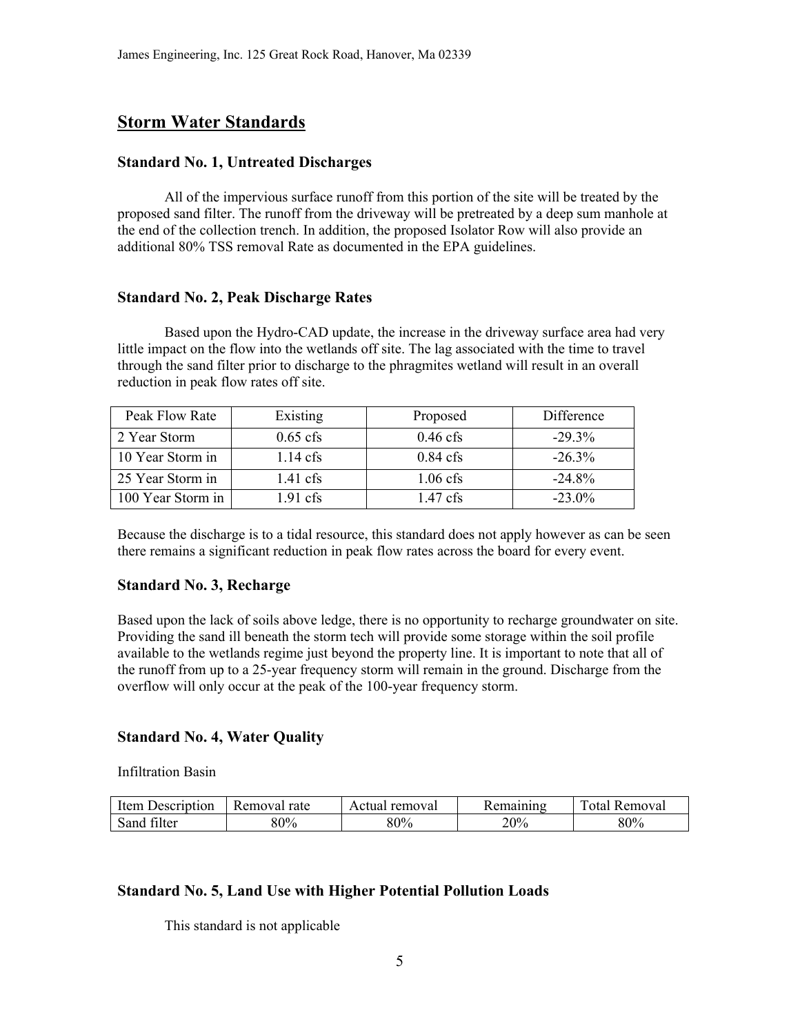## Storm Water Standards

### Standard No. 1, Untreated Discharges

All of the impervious surface runoff from this portion of the site will be treated by the proposed sand filter. The runoff from the driveway will be pretreated by a deep sum manhole at the end of the collection trench. In addition, the proposed Isolator Row will also provide an additional 80% TSS removal Rate as documented in the EPA guidelines.

### Standard No. 2, Peak Discharge Rates

Based upon the Hydro-CAD update, the increase in the driveway surface area had very little impact on the flow into the wetlands off site. The lag associated with the time to travel through the sand filter prior to discharge to the phragmites wetland will result in an overall reduction in peak flow rates off site.

| Peak Flow Rate | Existing | Proposed | Difference |
|---|---|---|---|
| 2 Year Storm | 0.65 cfs | 0.46 cfs | -29.3% |
| 10 Year Storm in | 1.14 cfs | 0.84 cfs | -26.3% |
| 25 Year Storm in | 1.41 cfs | 1.06 cfs | -24.8% |
| 100 Year Storm in | 1.91 cfs | 1.47 cfs | -23.0% |

Because the discharge is to a tidal resource, this standard does not apply however as can be seen there remains a significant reduction in peak flow rates across the board for every event.

### Standard No. 3, Recharge

Based upon the lack of soils above ledge, there is no opportunity to recharge groundwater on site. Providing the sand ill beneath the storm tech will provide some storage within the soil profile available to the wetlands regime just beyond the property line. It is important to note that all of the runoff from up to a 25-year frequency storm will remain in the ground. Discharge from the overflow will only occur at the peak of the 100-year frequency storm.

### Standard No. 4, Water Quality

Infiltration Basin

| Item Description | Removal rate | Actual removal | Remaining | Total Removal |
|---|---|---|---|---|
| Sand filter | 80% | 80% | 20% | 80% |

### Standard No. 5, Land Use with Higher Potential Pollution Loads

This standard is not applicable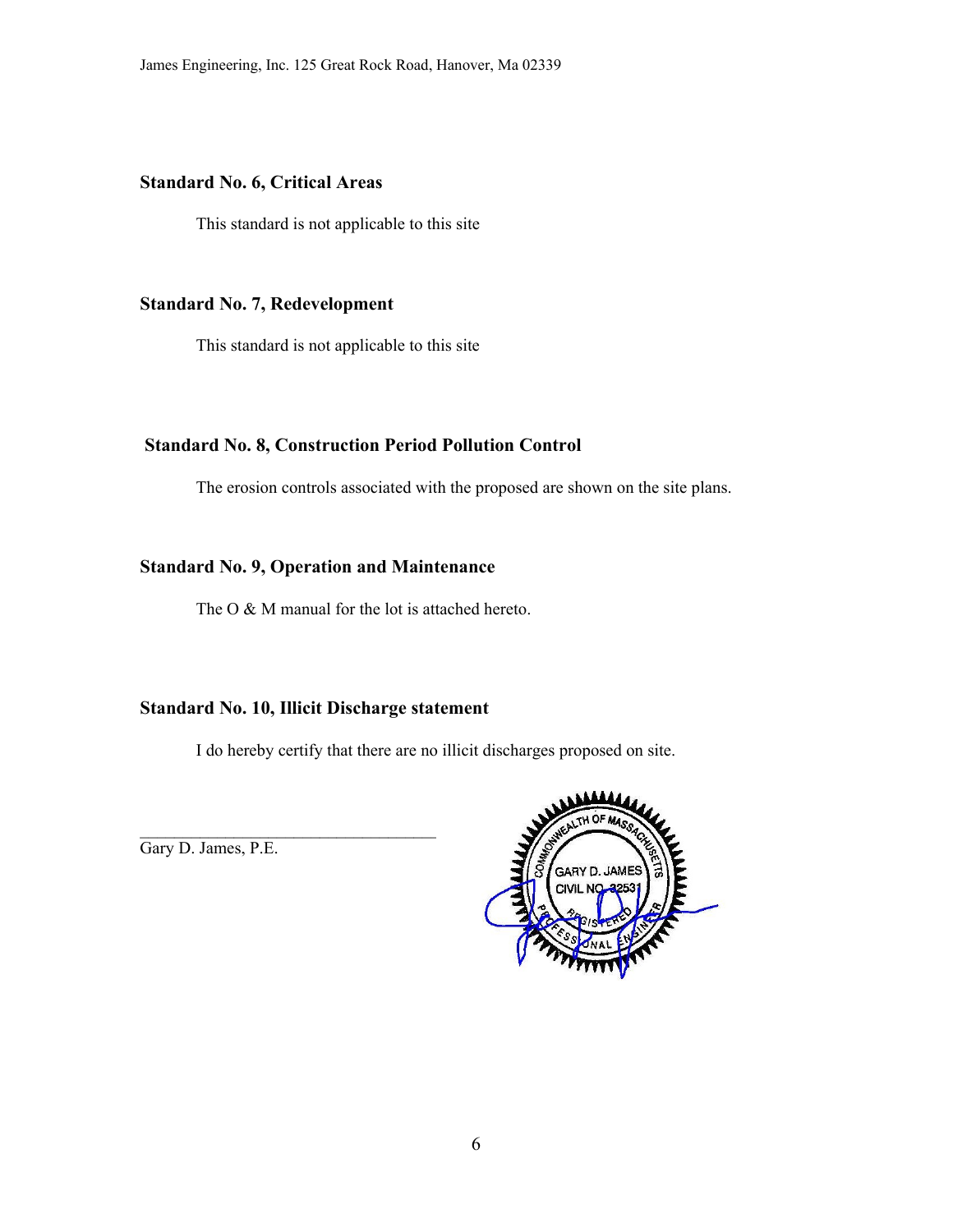### Standard No. 6, Critical Areas

This standard is not applicable to this site

### Standard No. 7, Redevelopment

This standard is not applicable to this site

### Standard No. 8, Construction Period Pollution Control

The erosion controls associated with the proposed are shown on the site plans.

### Standard No. 9, Operation and Maintenance

The O & M manual for the lot is attached hereto.

### Standard No. 10, Illicit Discharge statement

I do hereby certify that there are no illicit discharges proposed on site.

___________________________________
Gary D. James, P.E.

COMMONWEALTH OF MASSACHUSETTS
GARY D. JAMES
CIVIL NO. 32531
REGISTERED PROFESSIONAL ENGINEER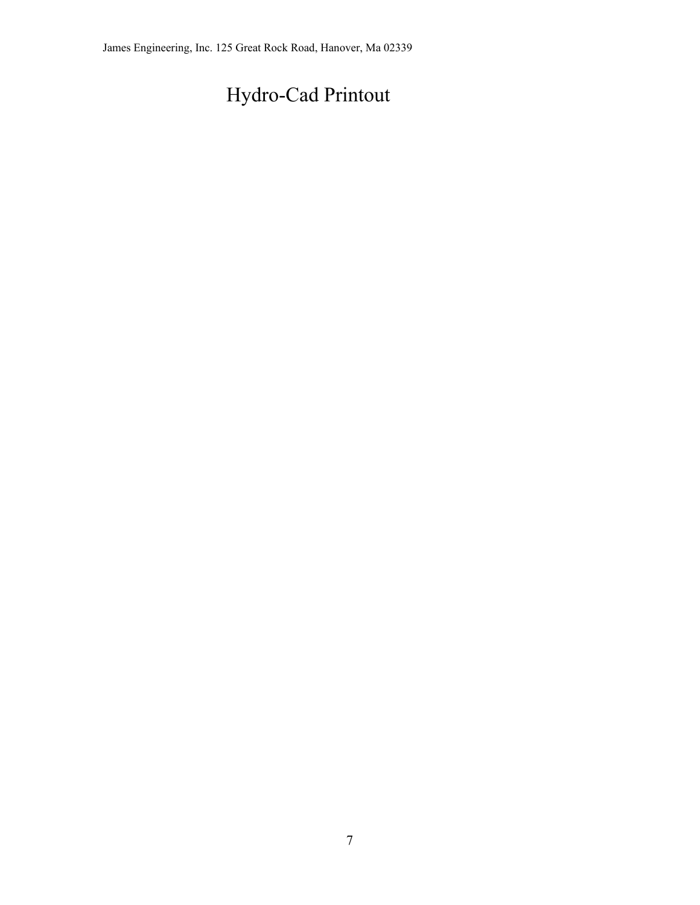# Hydro-Cad Printout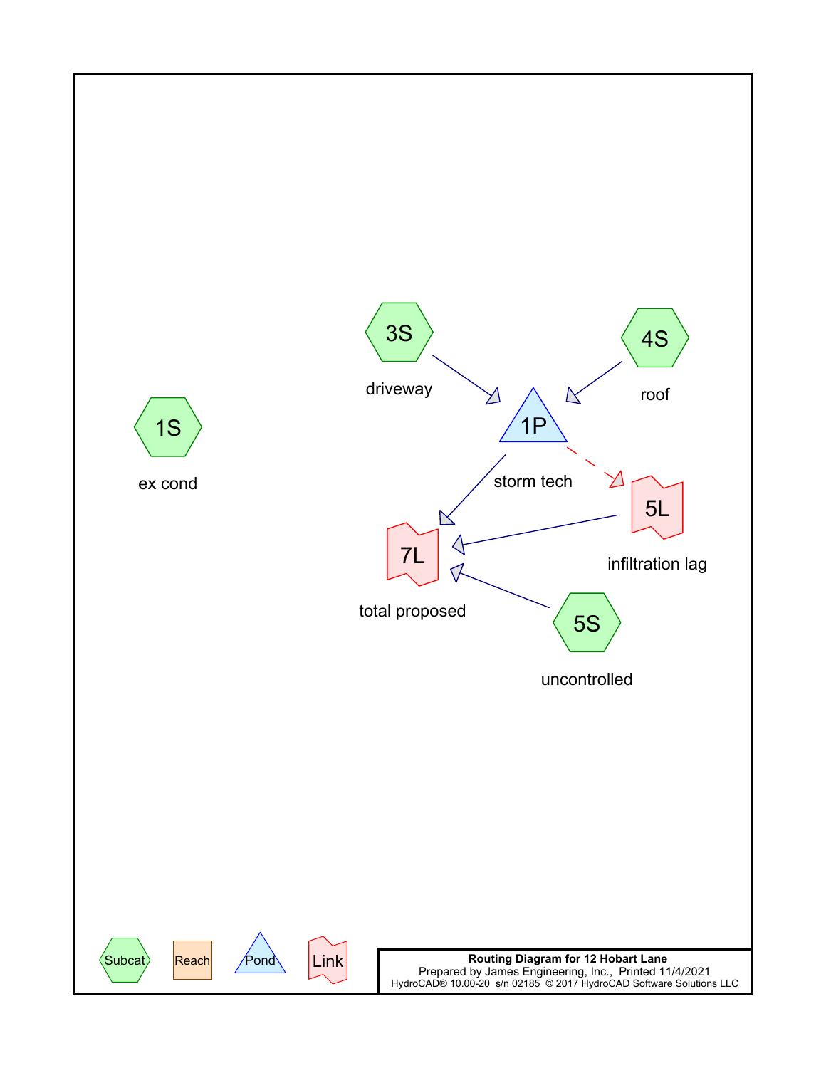1S

ex cond

3S

driveway

4S

roof

1P

storm tech

5L

infiltration lag

7L

total proposed

5S

uncontrolled

Subcat

Reach

Pond

Link

**Routing Diagram for 12 Hobart Lane**

Prepared by James Engineering, Inc., Printed 11/4/2021

HydroCAD® 10.00-20 s/n 02185 © 2017 HydroCAD Software Solutions LLC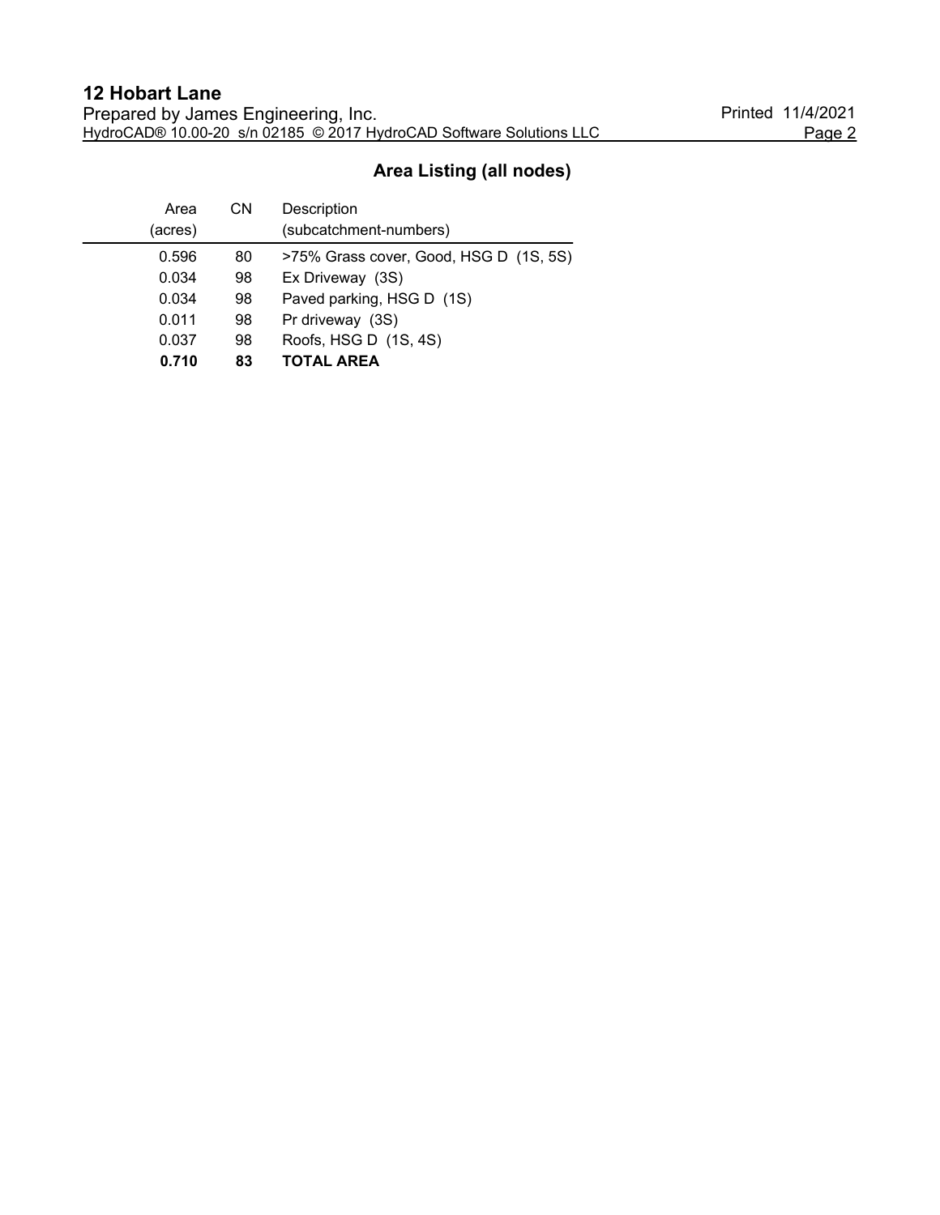## Area Listing (all nodes)

| Area (acres) | CN | Description (subcatchment-numbers) |
|---|---|---|
| 0.596 | 80 | >75% Grass cover, Good, HSG D (1S, 5S) |
| 0.034 | 98 | Ex Driveway (3S) |
| 0.034 | 98 | Paved parking, HSG D (1S) |
| 0.011 | 98 | Pr driveway (3S) |
| 0.037 | 98 | Roofs, HSG D (1S, 4S) |
| **0.710** | **83** | **TOTAL AREA** |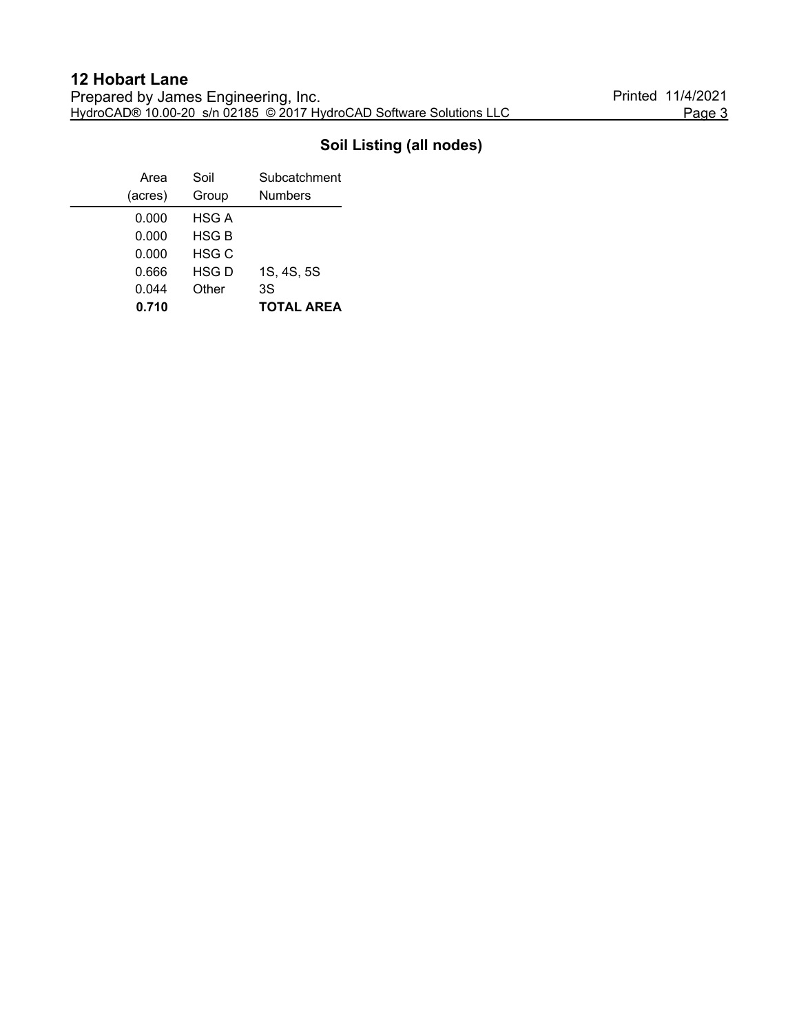## Soil Listing (all nodes)

| Area (acres) | Soil Group | Subcatchment Numbers |
|---|---|---|
| 0.000 | HSG A | |
| 0.000 | HSG B | |
| 0.000 | HSG C | |
| 0.666 | HSG D | 1S, 4S, 5S |
| 0.044 | Other | 3S |
| **0.710** | | **TOTAL AREA** |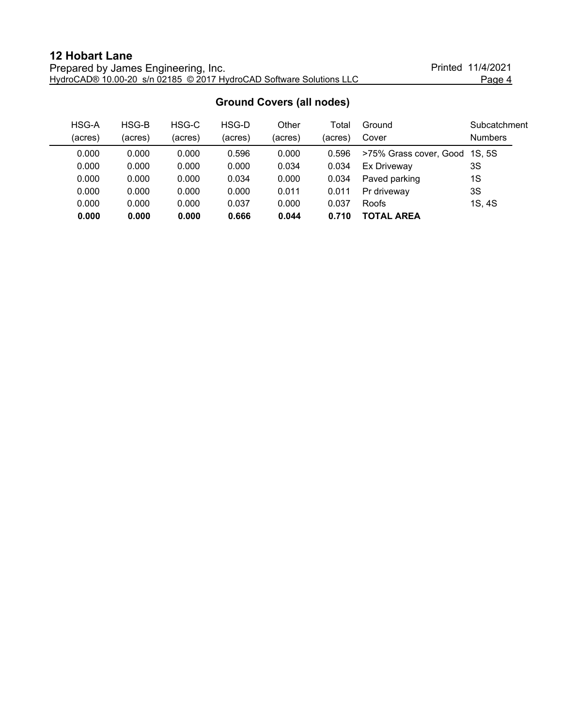## Ground Covers (all nodes)

| HSG-A (acres) | HSG-B (acres) | HSG-C (acres) | HSG-D (acres) | Other (acres) | Total (acres) | Ground Cover | Subcatchment Numbers |
|---|---|---|---|---|---|---|---|
| 0.000 | 0.000 | 0.000 | 0.596 | 0.000 | 0.596 | >75% Grass cover, Good | 1S, 5S |
| 0.000 | 0.000 | 0.000 | 0.000 | 0.034 | 0.034 | Ex Driveway | 3S |
| 0.000 | 0.000 | 0.000 | 0.034 | 0.000 | 0.034 | Paved parking | 1S |
| 0.000 | 0.000 | 0.000 | 0.000 | 0.011 | 0.011 | Pr driveway | 3S |
| 0.000 | 0.000 | 0.000 | 0.037 | 0.000 | 0.037 | Roofs | 1S, 4S |
| **0.000** | **0.000** | **0.000** | **0.666** | **0.044** | **0.710** | **TOTAL AREA** | |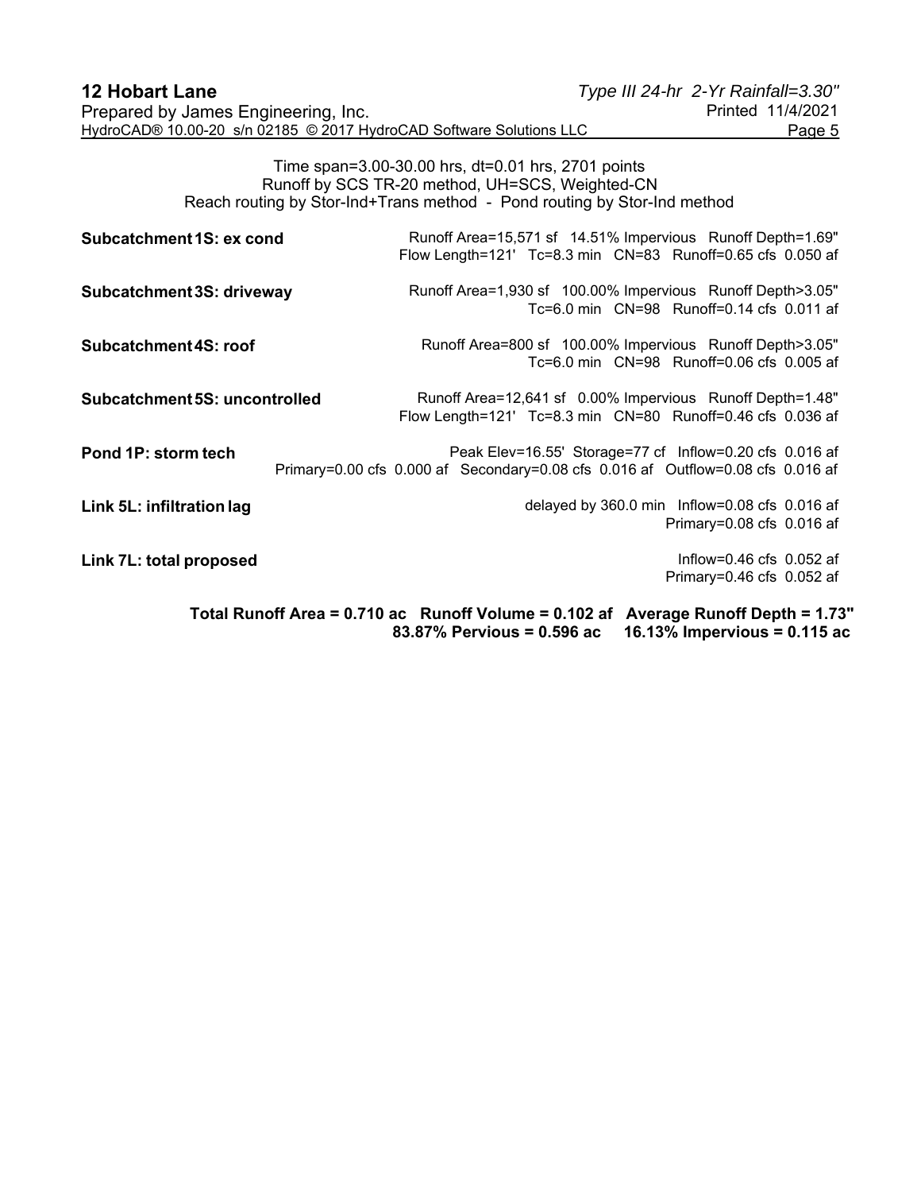Time span=3.00-30.00 hrs, dt=0.01 hrs, 2701 points
Runoff by SCS TR-20 method, UH=SCS, Weighted-CN
Reach routing by Stor-Ind+Trans method - Pond routing by Stor-Ind method

**Subcatchment 1S: ex cond** Runoff Area=15,571 sf 14.51% Impervious Runoff Depth=1.69"
Flow Length=121' Tc=8.3 min CN=83 Runoff=0.65 cfs 0.050 af

**Subcatchment 3S: driveway** Runoff Area=1,930 sf 100.00% Impervious Runoff Depth>3.05"
Tc=6.0 min CN=98 Runoff=0.14 cfs 0.011 af

**Subcatchment 4S: roof** Runoff Area=800 sf 100.00% Impervious Runoff Depth>3.05"
Tc=6.0 min CN=98 Runoff=0.06 cfs 0.005 af

**Subcatchment 5S: uncontrolled** Runoff Area=12,641 sf 0.00% Impervious Runoff Depth=1.48"
Flow Length=121' Tc=8.3 min CN=80 Runoff=0.46 cfs 0.036 af

**Pond 1P: storm tech** Peak Elev=16.55' Storage=77 cf Inflow=0.20 cfs 0.016 af
Primary=0.00 cfs 0.000 af Secondary=0.08 cfs 0.016 af Outflow=0.08 cfs 0.016 af

**Link 5L: infiltration lag** delayed by 360.0 min Inflow=0.08 cfs 0.016 af
Primary=0.08 cfs 0.016 af

**Link 7L: total proposed** Inflow=0.46 cfs 0.052 af
Primary=0.46 cfs 0.052 af

**Total Runoff Area = 0.710 ac Runoff Volume = 0.102 af Average Runoff Depth = 1.73"**
**83.87% Pervious = 0.596 ac 16.13% Impervious = 0.115 ac**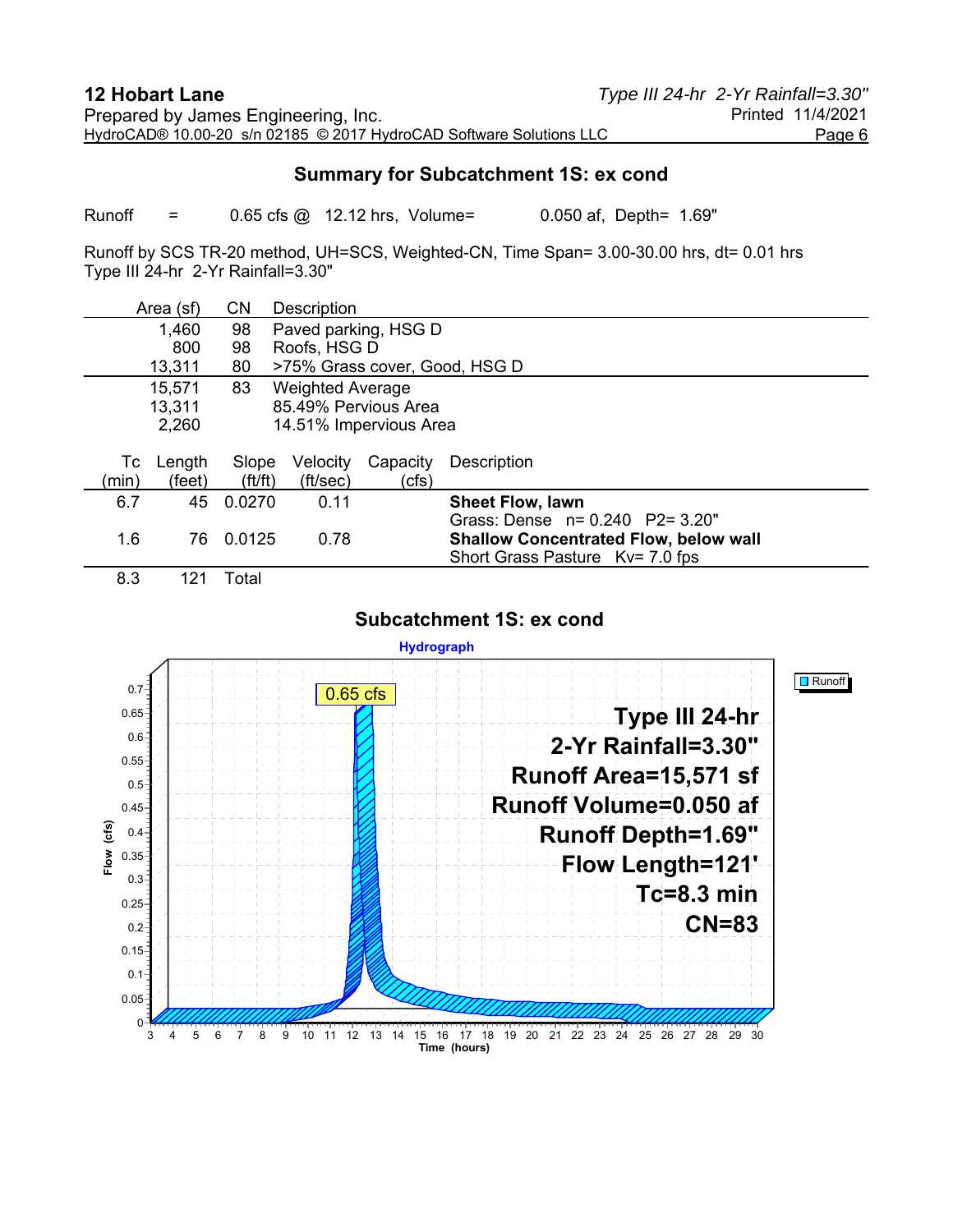## Summary for Subcatchment 1S: ex cond

Runoff = 0.65 cfs @ 12.12 hrs, Volume= 0.050 af, Depth= 1.69"

Runoff by SCS TR-20 method, UH=SCS, Weighted-CN, Time Span= 3.00-30.00 hrs, dt= 0.01 hrs
Type III 24-hr 2-Yr Rainfall=3.30"

| Area (sf) | CN | Description |
|---|---|---|
| 1,460 | 98 | Paved parking, HSG D |
| 800 | 98 | Roofs, HSG D |
| 13,311 | 80 | >75% Grass cover, Good, HSG D |
| 15,571 | 83 | Weighted Average |
| 13,311 | | 85.49% Pervious Area |
| 2,260 | | 14.51% Impervious Area |

| Tc (min) | Length (feet) | Slope (ft/ft) | Velocity (ft/sec) | Capacity (cfs) | Description |
|---|---|---|---|---|---|
| 6.7 | 45 | 0.0270 | 0.11 | | **Sheet Flow, lawn** Grass: Dense n= 0.240 P2= 3.20" |
| 1.6 | 76 | 0.0125 | 0.78 | | **Shallow Concentrated Flow, below wall** Short Grass Pasture Kv= 7.0 fps |
| 8.3 | 121 | Total | | | |

### Subcatchment 1S: ex cond

Hydrograph

Runoff

0.65 cfs

Type III 24-hr
2-Yr Rainfall=3.30"
Runoff Area=15,571 sf
Runoff Volume=0.050 af
Runoff Depth=1.69"
Flow Length=121'
Tc=8.3 min
CN=83

Flow (cfs) vs. Time (hours)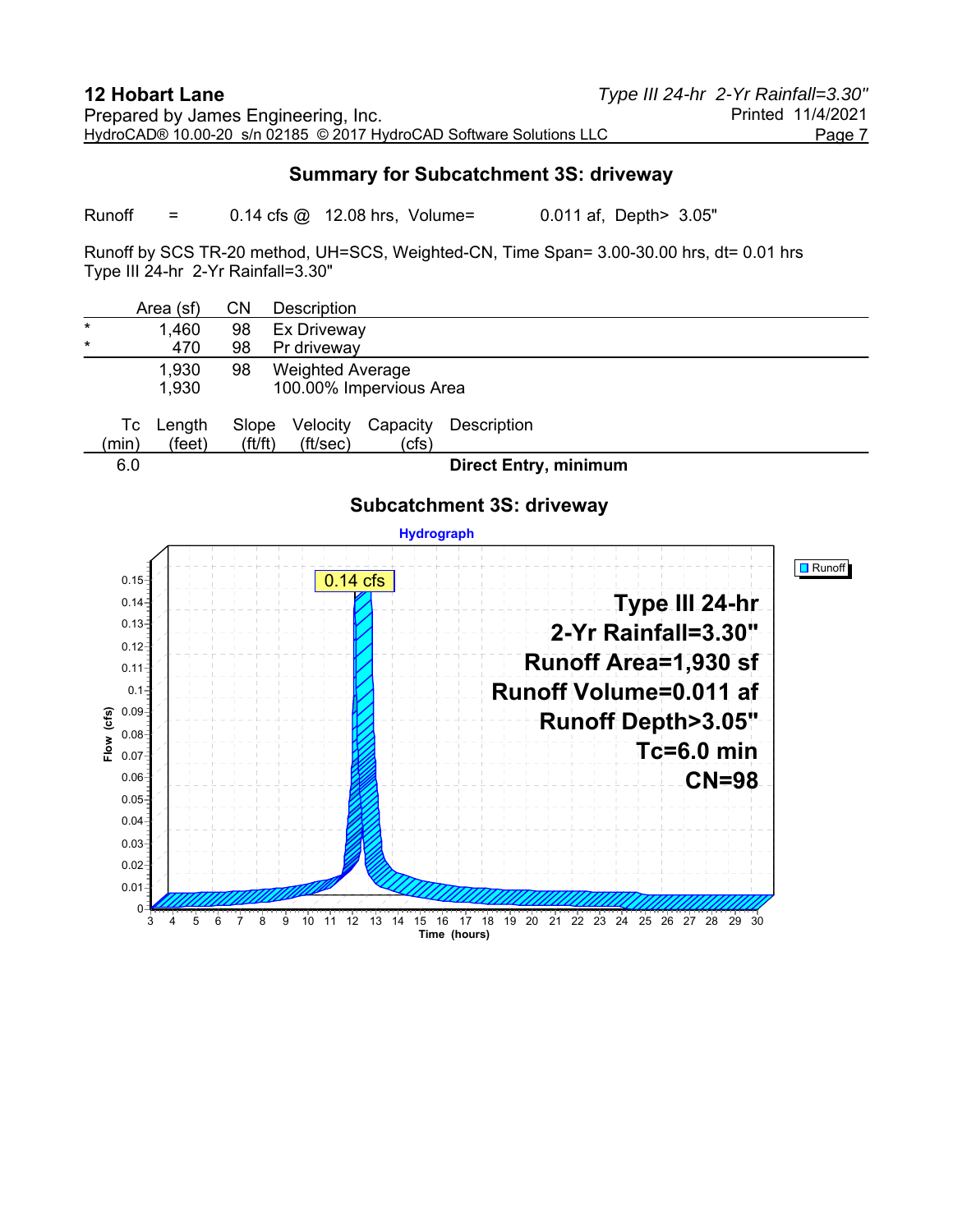## Summary for Subcatchment 3S: driveway

Runoff = 0.14 cfs @ 12.08 hrs, Volume= 0.011 af, Depth> 3.05"

Runoff by SCS TR-20 method, UH=SCS, Weighted-CN, Time Span= 3.00-30.00 hrs, dt= 0.01 hrs
Type III 24-hr 2-Yr Rainfall=3.30"

| | Area (sf) | CN | Description |
|---|---|---|---|
| * | 1,460 | 98 | Ex Driveway |
| * | 470 | 98 | Pr driveway |
| | 1,930 | 98 | Weighted Average |
| | 1,930 | | 100.00% Impervious Area |

| Tc (min) | Length (feet) | Slope (ft/ft) | Velocity (ft/sec) | Capacity (cfs) | Description |
|---|---|---|---|---|---|
| 6.0 | | | | | **Direct Entry, minimum** |

### Subcatchment 3S: driveway

Hydrograph

Runoff

0.14 cfs

**Type III 24-hr**
**2-Yr Rainfall=3.30"**
**Runoff Area=1,930 sf**
**Runoff Volume=0.011 af**
**Runoff Depth>3.05"**
**Tc=6.0 min**
**CN=98**

Flow (cfs): 0, 0.01, 0.02, 0.03, 0.04, 0.05, 0.06, 0.07, 0.08, 0.09, 0.1, 0.11, 0.12, 0.13, 0.14, 0.15

Time (hours): 3, 4, 5, 6, 7, 8, 9, 10, 11, 12, 13, 14, 15, 16, 17, 18, 19, 20, 21, 22, 23, 24, 25, 26, 27, 28, 29, 30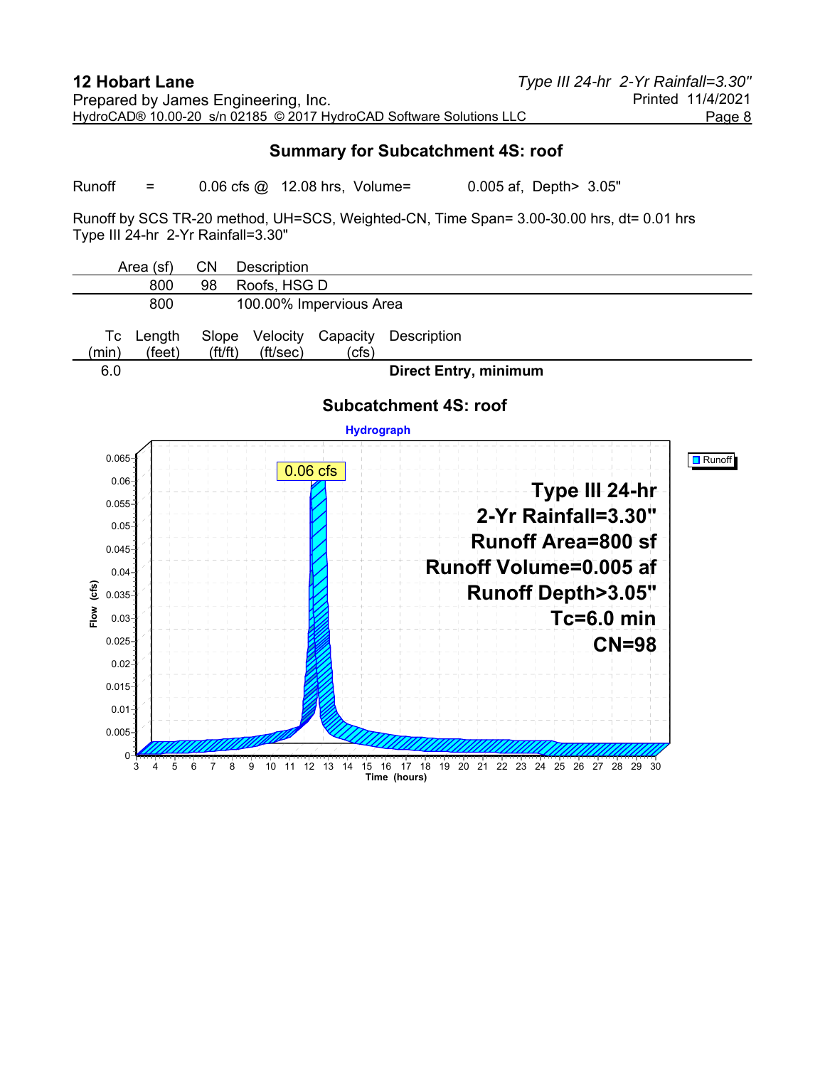## Summary for Subcatchment 4S: roof

Runoff = 0.06 cfs @ 12.08 hrs, Volume= 0.005 af, Depth> 3.05"

Runoff by SCS TR-20 method, UH=SCS, Weighted-CN, Time Span= 3.00-30.00 hrs, dt= 0.01 hrs
Type III 24-hr 2-Yr Rainfall=3.30"

| Area (sf) | CN | Description |
|---|---|---|
| 800 | 98 | Roofs, HSG D |
| 800 | | 100.00% Impervious Area |

| Tc (min) | Length (feet) | Slope (ft/ft) | Velocity (ft/sec) | Capacity (cfs) | Description |
|---|---|---|---|---|---|
| 6.0 | | | | | **Direct Entry, minimum** |

### Subcatchment 4S: roof

Hydrograph

Type III 24-hr
2-Yr Rainfall=3.30"
Runoff Area=800 sf
Runoff Volume=0.005 af
Runoff Depth>3.05"
Tc=6.0 min
CN=98

Peak: 0.06 cfs

Legend: Runoff

Flow (cfs) vs. Time (hours), 3–30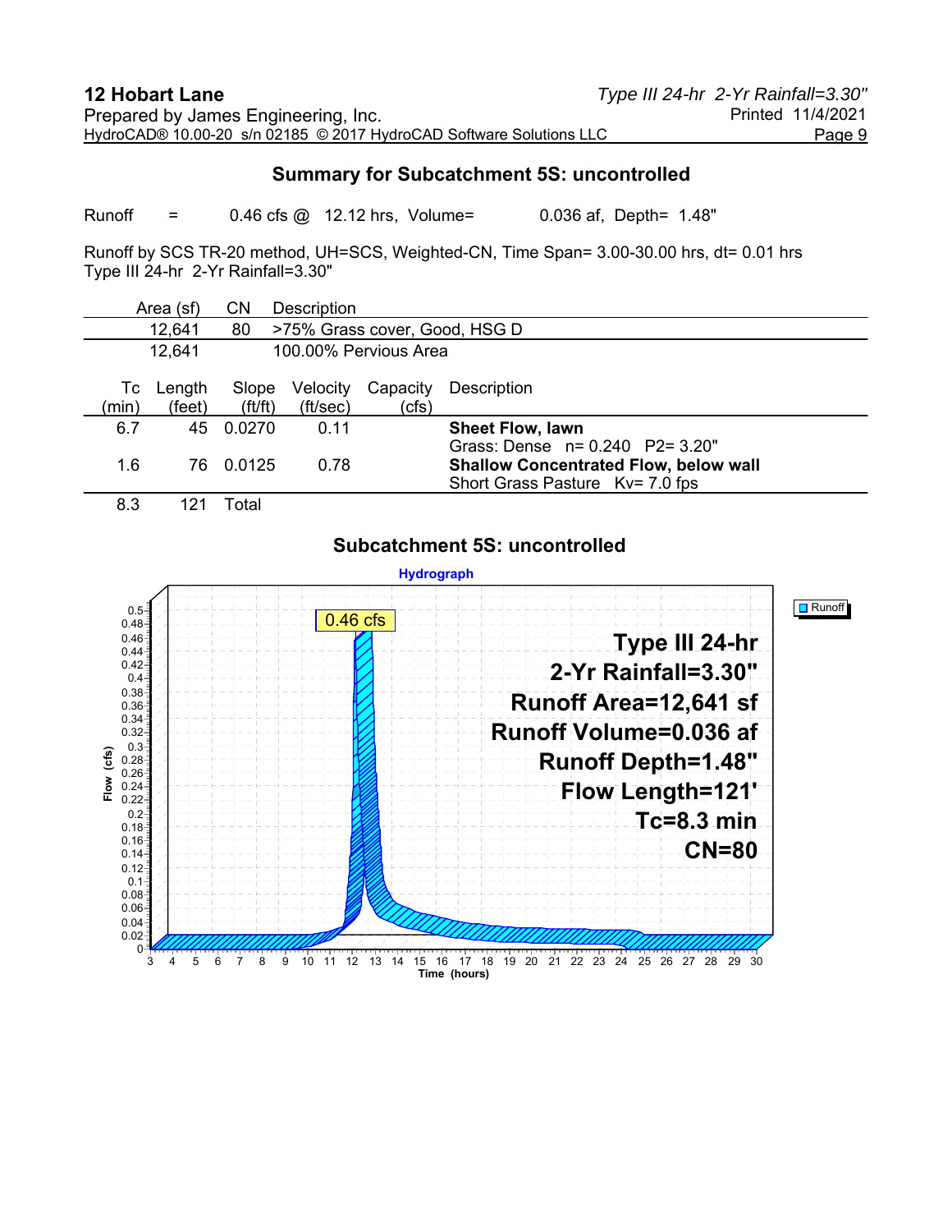## Summary for Subcatchment 5S: uncontrolled

Runoff = 0.46 cfs @ 12.12 hrs, Volume= 0.036 af, Depth= 1.48"

Runoff by SCS TR-20 method, UH=SCS, Weighted-CN, Time Span= 3.00-30.00 hrs, dt= 0.01 hrs
Type III 24-hr 2-Yr Rainfall=3.30"

| Area (sf) | CN | Description |
|---|---|---|
| 12,641 | 80 | >75% Grass cover, Good, HSG D |
| 12,641 | | 100.00% Pervious Area |

| Tc (min) | Length (feet) | Slope (ft/ft) | Velocity (ft/sec) | Capacity (cfs) | Description |
|---|---|---|---|---|---|
| 6.7 | 45 | 0.0270 | 0.11 | | **Sheet Flow, lawn** Grass: Dense n= 0.240 P2= 3.20" |
| 1.6 | 76 | 0.0125 | 0.78 | | **Shallow Concentrated Flow, below wall** Short Grass Pasture Kv= 7.0 fps |
| 8.3 | 121 | Total | | | |

### Subcatchment 5S: uncontrolled

Hydrograph

Runoff

0.46 cfs

**Type III 24-hr**
**2-Yr Rainfall=3.30"**
**Runoff Area=12,641 sf**
**Runoff Volume=0.036 af**
**Runoff Depth=1.48"**
**Flow Length=121'**
**Tc=8.3 min**
**CN=80**

Flow (cfs) vs. Time (hours)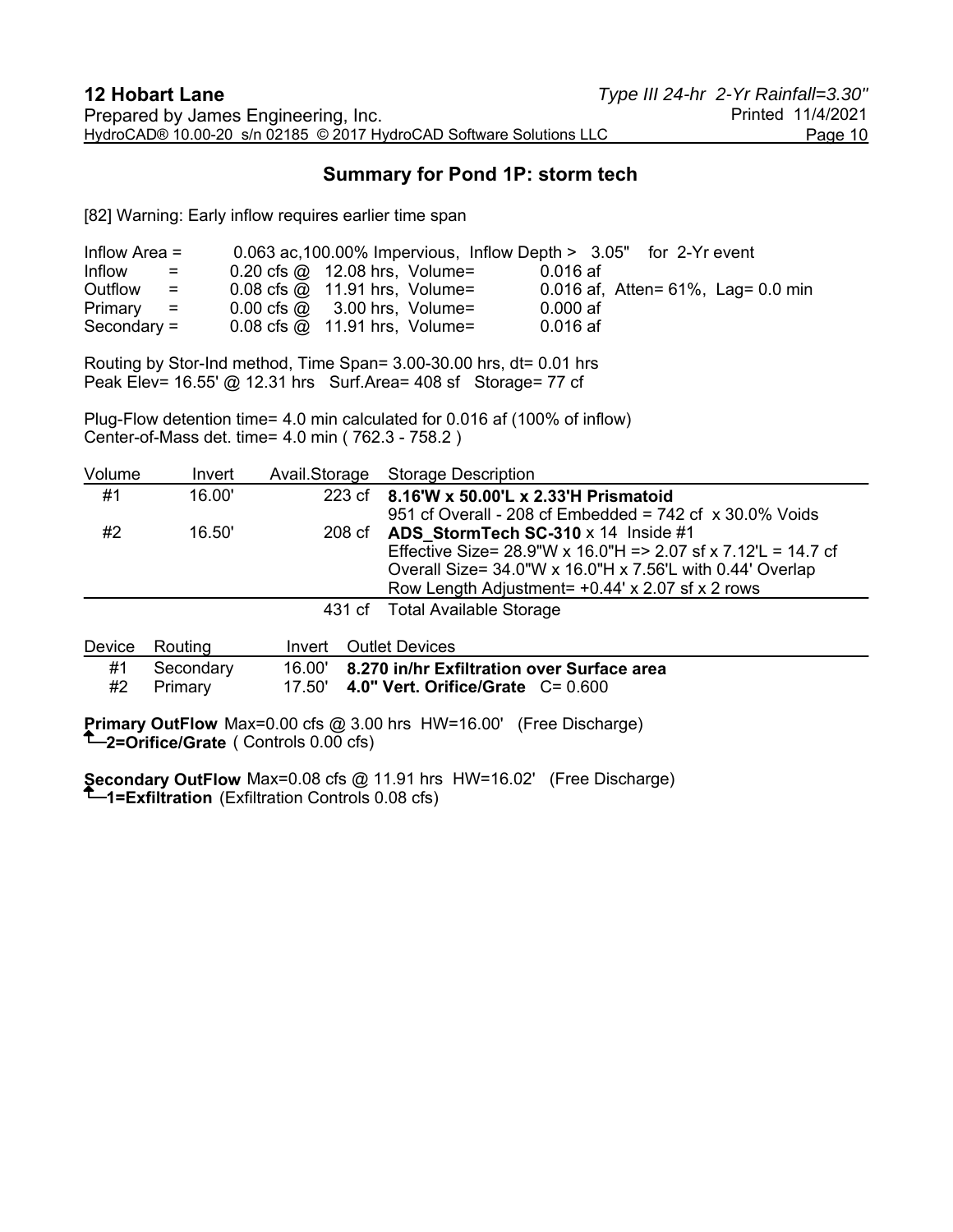## Summary for Pond 1P: storm tech

[82] Warning: Early inflow requires earlier time span

| | | | |
|---|---|---|---|
| Inflow Area = | 0.063 ac,100.00% Impervious, Inflow Depth > 3.05" for 2-Yr event | | |
| Inflow = | 0.20 cfs @ 12.08 hrs, Volume= | 0.016 af | |
| Outflow = | 0.08 cfs @ 11.91 hrs, Volume= | 0.016 af, Atten= 61%, Lag= 0.0 min | |
| Primary = | 0.00 cfs @ 3.00 hrs, Volume= | 0.000 af | |
| Secondary = | 0.08 cfs @ 11.91 hrs, Volume= | 0.016 af | |

Routing by Stor-Ind method, Time Span= 3.00-30.00 hrs, dt= 0.01 hrs
Peak Elev= 16.55' @ 12.31 hrs Surf.Area= 408 sf Storage= 77 cf

Plug-Flow detention time= 4.0 min calculated for 0.016 af (100% of inflow)
Center-of-Mass det. time= 4.0 min ( 762.3 - 758.2 )

| Volume | Invert | Avail.Storage | Storage Description |
|---|---|---|---|
| #1 | 16.00' | 223 cf | **8.16'W x 50.00'L x 2.33'H Prismatoid**<br>951 cf Overall - 208 cf Embedded = 742 cf x 30.0% Voids |
| #2 | 16.50' | 208 cf | **ADS_StormTech SC-310** x 14 Inside #1<br>Effective Size= 28.9"W x 16.0"H => 2.07 sf x 7.12'L = 14.7 cf<br>Overall Size= 34.0"W x 16.0"H x 7.56'L with 0.44' Overlap<br>Row Length Adjustment= +0.44' x 2.07 sf x 2 rows |
| | | 431 cf | Total Available Storage |

| Device | Routing | Invert | Outlet Devices |
|---|---|---|---|
| #1 | Secondary | 16.00' | **8.270 in/hr Exfiltration over Surface area** |
| #2 | Primary | 17.50' | **4.0" Vert. Orifice/Grate** C= 0.600 |

**Primary OutFlow** Max=0.00 cfs @ 3.00 hrs HW=16.00' (Free Discharge)
└─**2=Orifice/Grate** ( Controls 0.00 cfs)

**Secondary OutFlow** Max=0.08 cfs @ 11.91 hrs HW=16.02' (Free Discharge)
└─**1=Exfiltration** (Exfiltration Controls 0.08 cfs)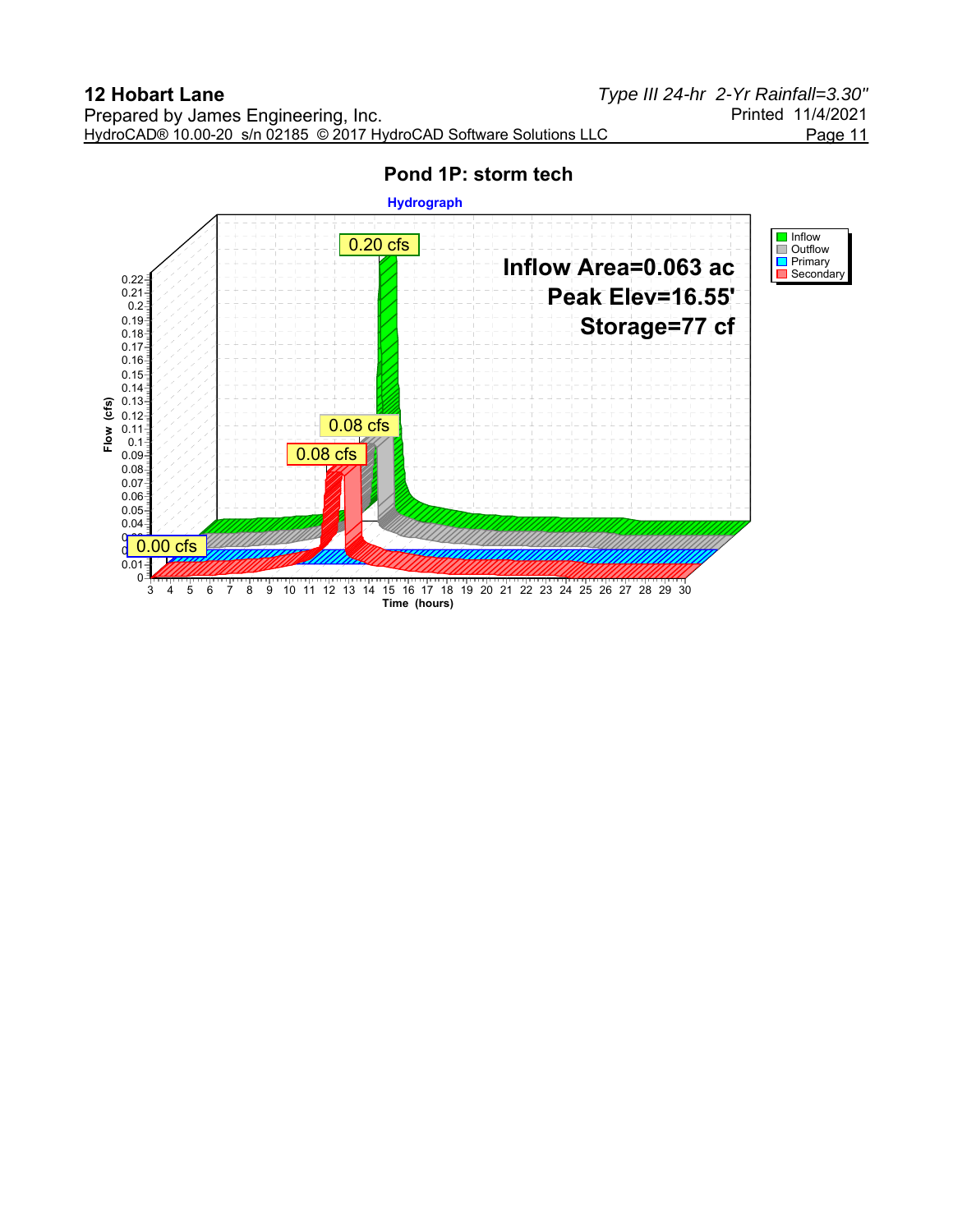## Pond 1P: storm tech

**Hydrograph**

Inflow Area=0.063 ac
Peak Elev=16.55'
Storage=77 cf

Legend: Inflow, Outflow, Primary, Secondary

0.20 cfs
0.08 cfs
0.08 cfs
0.00 cfs

Flow (cfs)

Time (hours)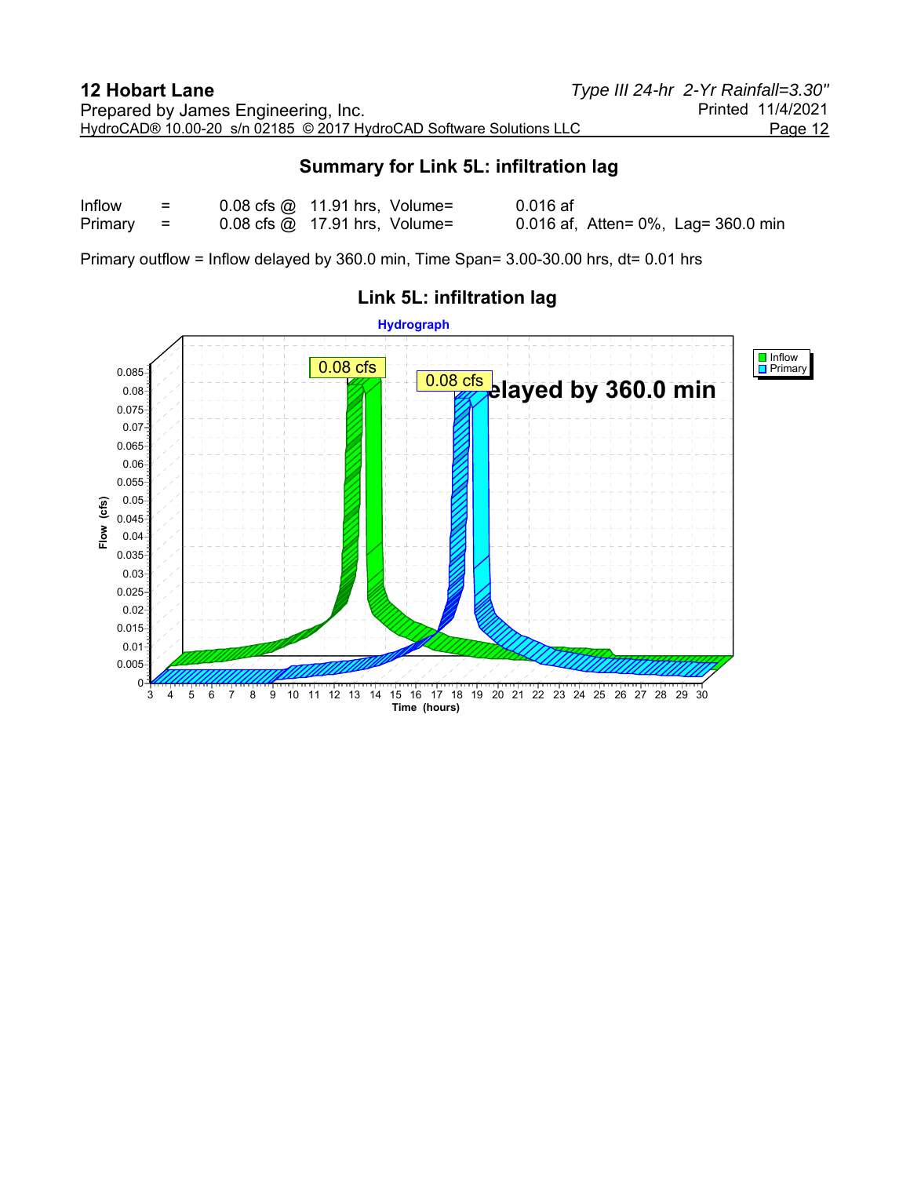## Summary for Link 5L: infiltration lag

| | | | | |
|---|---|---|---|---|
| Inflow | = | 0.08 cfs @ | 11.91 hrs, Volume= | 0.016 af |
| Primary | = | 0.08 cfs @ | 17.91 hrs, Volume= | 0.016 af, Atten= 0%, Lag= 360.0 min |

Primary outflow = Inflow delayed by 360.0 min, Time Span= 3.00-30.00 hrs, dt= 0.01 hrs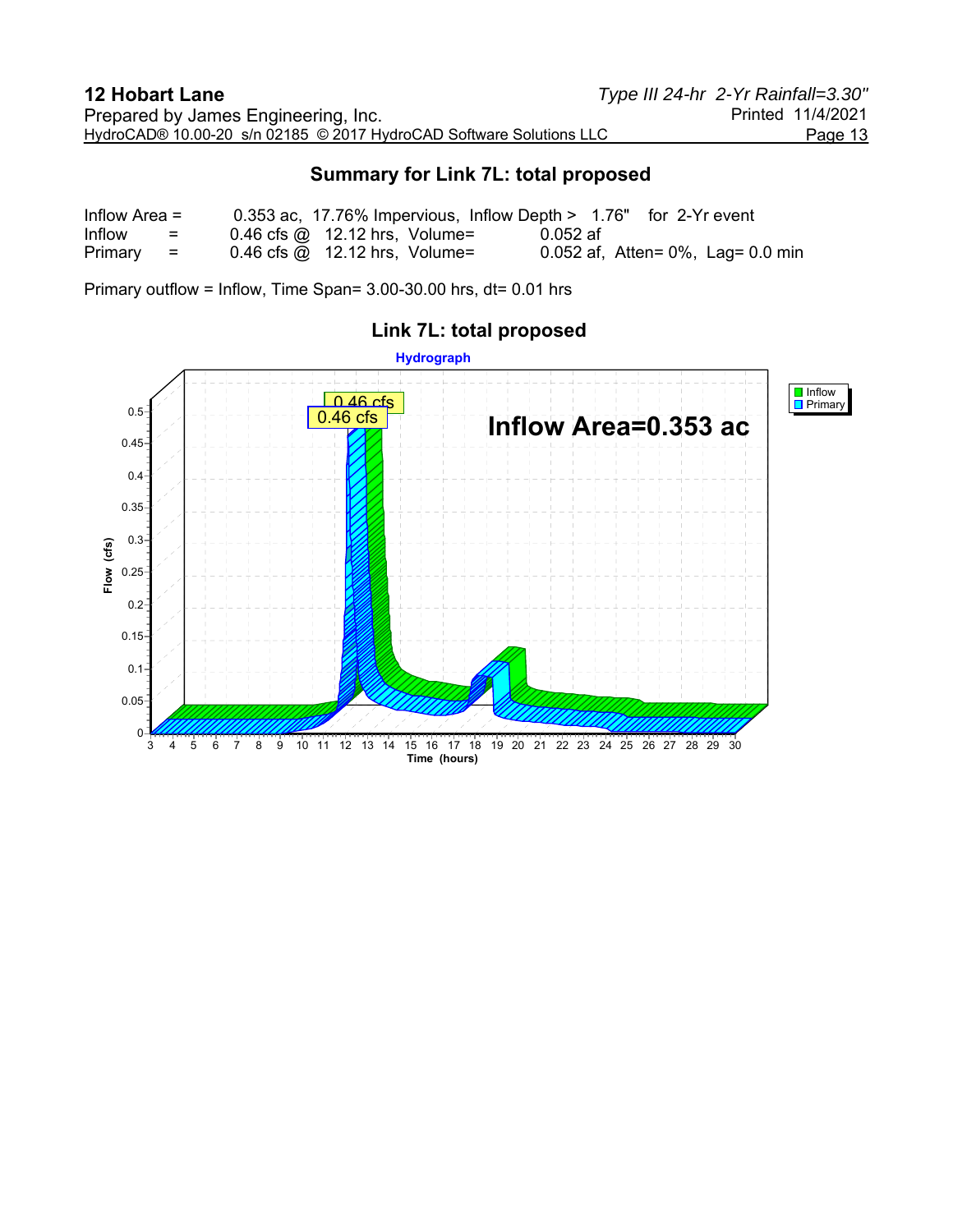## Summary for Link 7L: total proposed

| | | |
|---|---|---|
| Inflow Area = | 0.353 ac, 17.76% Impervious, Inflow Depth > 1.76" for 2-Yr event | |
| Inflow = | 0.46 cfs @ 12.12 hrs, Volume= | 0.052 af |
| Primary = | 0.46 cfs @ 12.12 hrs, Volume= | 0.052 af, Atten= 0%, Lag= 0.0 min |

Primary outflow = Inflow, Time Span= 3.00-30.00 hrs, dt= 0.01 hrs

### Link 7L: total proposed

Hydrograph

Inflow Area=0.353 ac

0.46 cfs

0.46 cfs

Inflow
Primary

Flow (cfs)

Time (hours)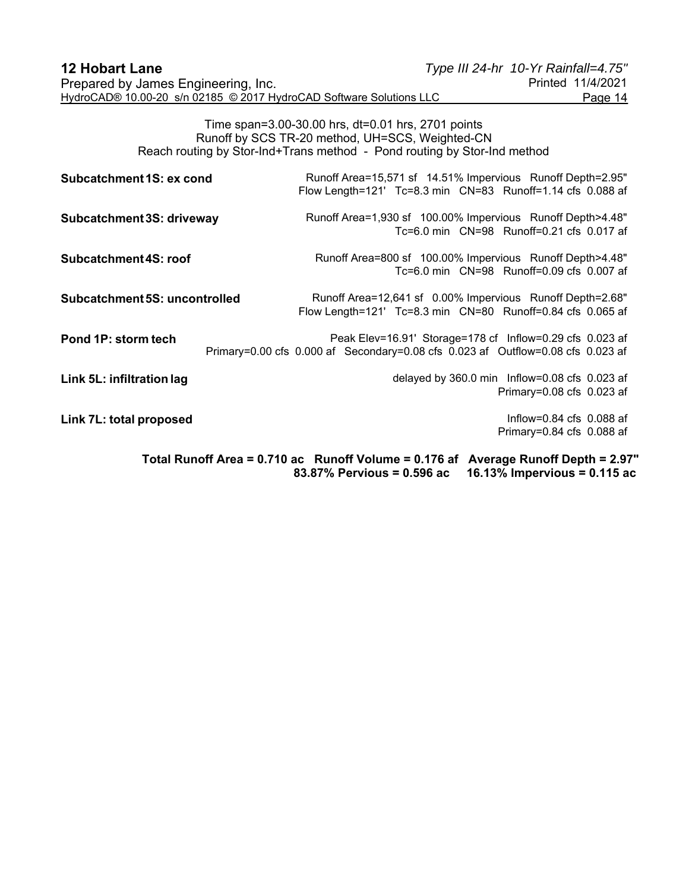Time span=3.00-30.00 hrs, dt=0.01 hrs, 2701 points
Runoff by SCS TR-20 method, UH=SCS, Weighted-CN
Reach routing by Stor-Ind+Trans method - Pond routing by Stor-Ind method

| | |
|---|---|
| **Subcatchment 1S: ex cond** | Runoff Area=15,571 sf 14.51% Impervious Runoff Depth=2.95"<br>Flow Length=121' Tc=8.3 min CN=83 Runoff=1.14 cfs 0.088 af |
| **Subcatchment 3S: driveway** | Runoff Area=1,930 sf 100.00% Impervious Runoff Depth>4.48"<br>Tc=6.0 min CN=98 Runoff=0.21 cfs 0.017 af |
| **Subcatchment 4S: roof** | Runoff Area=800 sf 100.00% Impervious Runoff Depth>4.48"<br>Tc=6.0 min CN=98 Runoff=0.09 cfs 0.007 af |
| **Subcatchment 5S: uncontrolled** | Runoff Area=12,641 sf 0.00% Impervious Runoff Depth=2.68"<br>Flow Length=121' Tc=8.3 min CN=80 Runoff=0.84 cfs 0.065 af |
| **Pond 1P: storm tech** | Peak Elev=16.91' Storage=178 cf Inflow=0.29 cfs 0.023 af<br>Primary=0.00 cfs 0.000 af Secondary=0.08 cfs 0.023 af Outflow=0.08 cfs 0.023 af |
| **Link 5L: infiltration lag** | delayed by 360.0 min Inflow=0.08 cfs 0.023 af<br>Primary=0.08 cfs 0.023 af |
| **Link 7L: total proposed** | Inflow=0.84 cfs 0.088 af<br>Primary=0.84 cfs 0.088 af |

**Total Runoff Area = 0.710 ac Runoff Volume = 0.176 af Average Runoff Depth = 2.97"**
**83.87% Pervious = 0.596 ac 16.13% Impervious = 0.115 ac**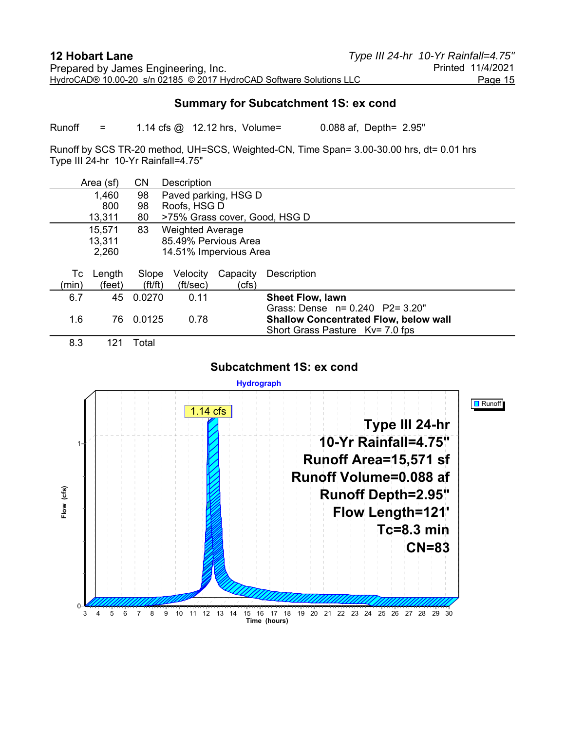## Summary for Subcatchment 1S: ex cond

Runoff = 1.14 cfs @ 12.12 hrs, Volume= 0.088 af, Depth= 2.95"

Runoff by SCS TR-20 method, UH=SCS, Weighted-CN, Time Span= 3.00-30.00 hrs, dt= 0.01 hrs
Type III 24-hr 10-Yr Rainfall=4.75"

| Area (sf) | CN | Description |
|---|---|---|
| 1,460 | 98 | Paved parking, HSG D |
| 800 | 98 | Roofs, HSG D |
| 13,311 | 80 | >75% Grass cover, Good, HSG D |
| 15,571 | 83 | Weighted Average |
| 13,311 | | 85.49% Pervious Area |
| 2,260 | | 14.51% Impervious Area |

| Tc (min) | Length (feet) | Slope (ft/ft) | Velocity (ft/sec) | Capacity (cfs) | Description |
|---|---|---|---|---|---|
| 6.7 | 45 | 0.0270 | 0.11 | | **Sheet Flow, lawn** Grass: Dense n= 0.240 P2= 3.20" |
| 1.6 | 76 | 0.0125 | 0.78 | | **Shallow Concentrated Flow, below wall** Short Grass Pasture Kv= 7.0 fps |
| 8.3 | 121 | Total | | | |

### Subcatchment 1S: ex cond

Hydrograph

Runoff

1.14 cfs

Type III 24-hr
10-Yr Rainfall=4.75"
Runoff Area=15,571 sf
Runoff Volume=0.088 af
Runoff Depth=2.95"
Flow Length=121'
Tc=8.3 min
CN=83

Flow (cfs)

Time (hours)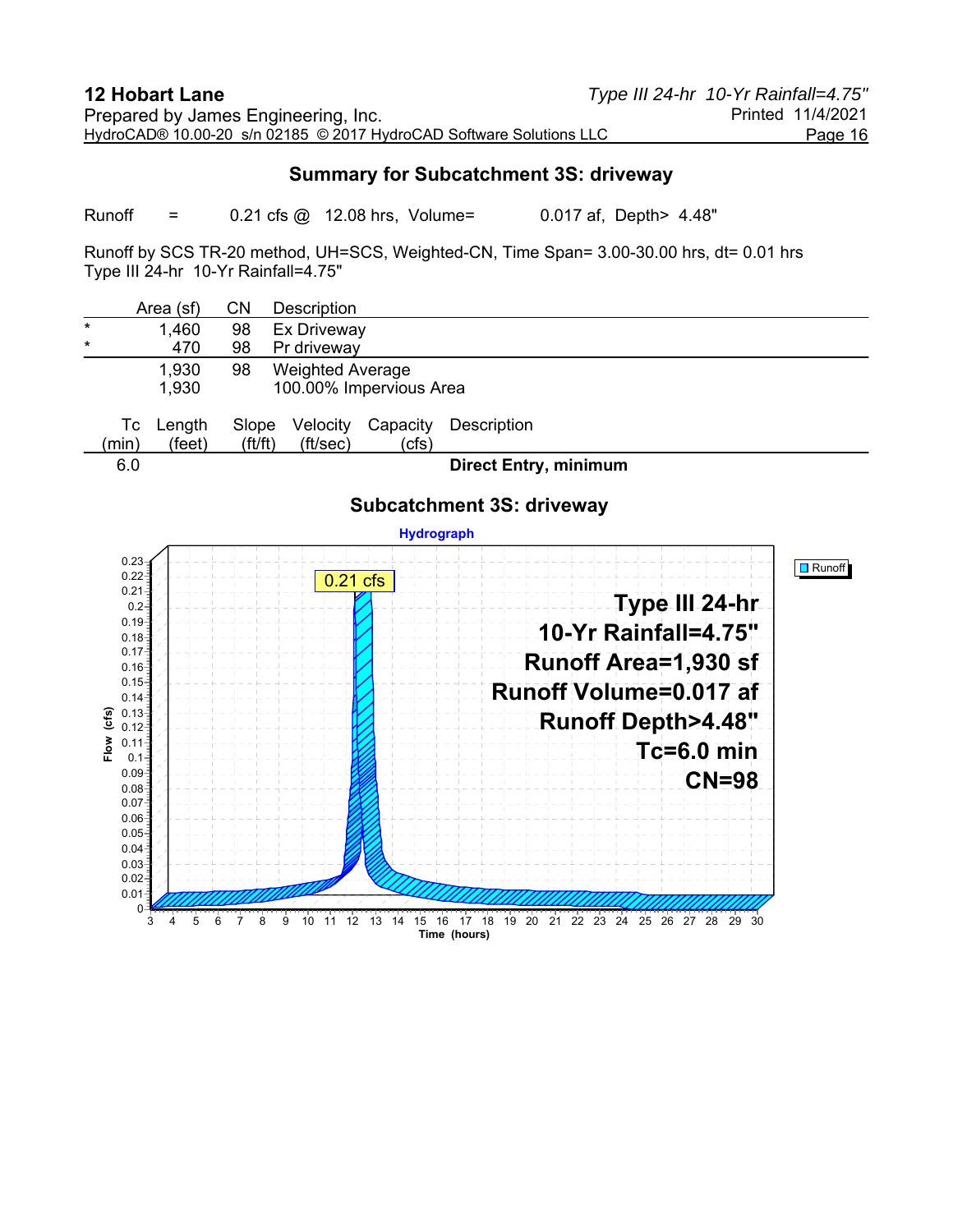## Summary for Subcatchment 3S: driveway

Runoff = 0.21 cfs @ 12.08 hrs, Volume= 0.017 af, Depth> 4.48"

Runoff by SCS TR-20 method, UH=SCS, Weighted-CN, Time Span= 3.00-30.00 hrs, dt= 0.01 hrs
Type III 24-hr 10-Yr Rainfall=4.75"

| | Area (sf) | CN | Description |
|---|---|---|---|
| * | 1,460 | 98 | Ex Driveway |
| * | 470 | 98 | Pr driveway |
| | 1,930 | 98 | Weighted Average |
| | 1,930 | | 100.00% Impervious Area |

| Tc (min) | Length (feet) | Slope (ft/ft) | Velocity (ft/sec) | Capacity (cfs) | Description |
|---|---|---|---|---|---|
| 6.0 | | | | | **Direct Entry, minimum** |

### Subcatchment 3S: driveway

Hydrograph

Runoff

0.21 cfs

Type III 24-hr
10-Yr Rainfall=4.75"
Runoff Area=1,930 sf
Runoff Volume=0.017 af
Runoff Depth>4.48"
Tc=6.0 min
CN=98

Flow (cfs)

Time (hours)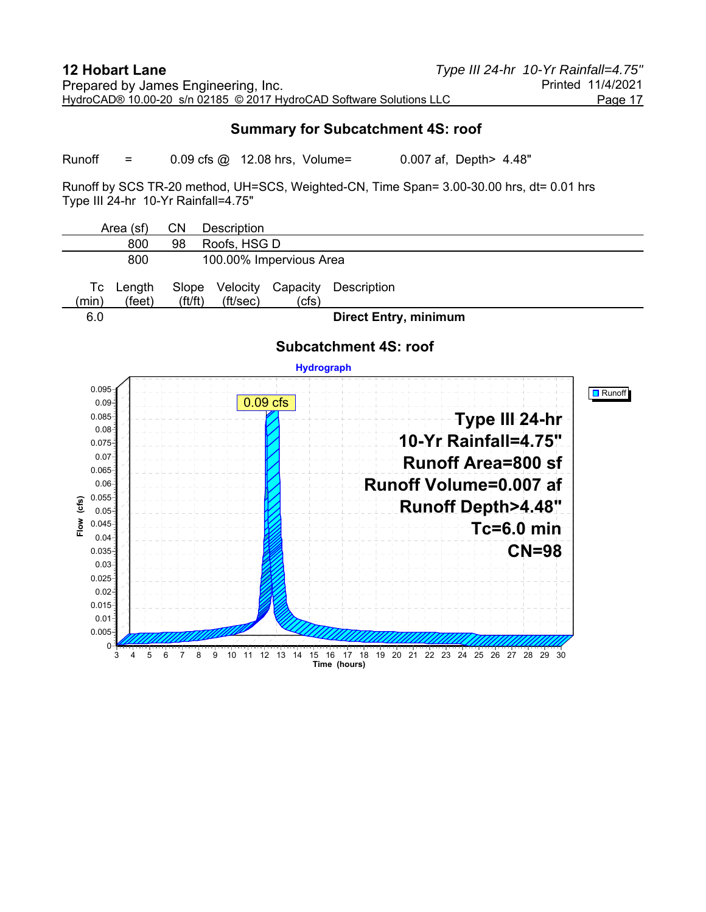## Summary for Subcatchment 4S: roof

Runoff = 0.09 cfs @ 12.08 hrs, Volume= 0.007 af, Depth> 4.48"

Runoff by SCS TR-20 method, UH=SCS, Weighted-CN, Time Span= 3.00-30.00 hrs, dt= 0.01 hrs
Type III 24-hr 10-Yr Rainfall=4.75"

| Area (sf) | CN | Description |
|---|---|---|
| 800 | 98 | Roofs, HSG D |
| 800 | | 100.00% Impervious Area |

| Tc (min) | Length (feet) | Slope (ft/ft) | Velocity (ft/sec) | Capacity (cfs) | Description |
|---|---|---|---|---|---|
| 6.0 | | | | | **Direct Entry, minimum** |

### Subcatchment 4S: roof

Hydrograph

Type III 24-hr
10-Yr Rainfall=4.75"
Runoff Area=800 sf
Runoff Volume=0.007 af
Runoff Depth>4.48"
Tc=6.0 min
CN=98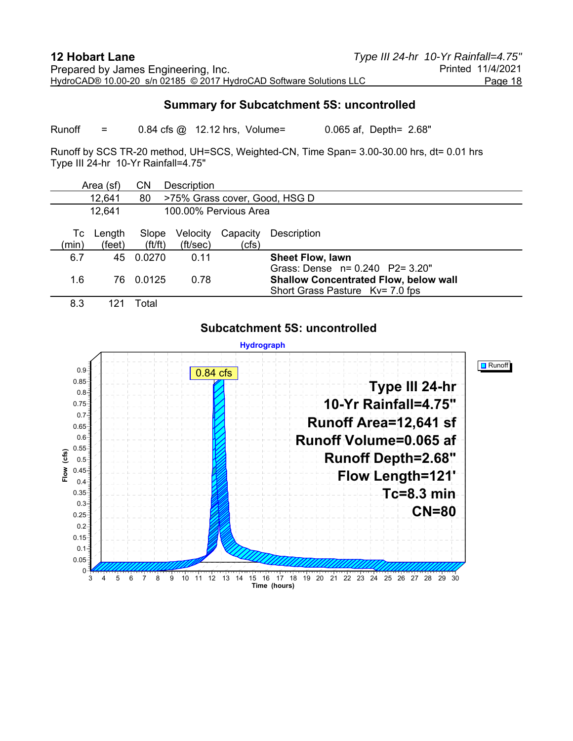## Summary for Subcatchment 5S: uncontrolled

Runoff = 0.84 cfs @ 12.12 hrs, Volume= 0.065 af, Depth= 2.68"

Runoff by SCS TR-20 method, UH=SCS, Weighted-CN, Time Span= 3.00-30.00 hrs, dt= 0.01 hrs
Type III 24-hr 10-Yr Rainfall=4.75"

| Area (sf) | CN | Description |
|---|---|---|
| 12,641 | 80 | >75% Grass cover, Good, HSG D |
| 12,641 | | 100.00% Pervious Area |

| Tc (min) | Length (feet) | Slope (ft/ft) | Velocity (ft/sec) | Capacity (cfs) | Description |
|---|---|---|---|---|---|
| 6.7 | 45 | 0.0270 | 0.11 | | **Sheet Flow, lawn** Grass: Dense n= 0.240 P2= 3.20" |
| 1.6 | 76 | 0.0125 | 0.78 | | **Shallow Concentrated Flow, below wall** Short Grass Pasture Kv= 7.0 fps |
| 8.3 | 121 | Total | | | |

### Subcatchment 5S: uncontrolled

Hydrograph

Type III 24-hr
10-Yr Rainfall=4.75"
Runoff Area=12,641 sf
Runoff Volume=0.065 af
Runoff Depth=2.68"
Flow Length=121'
Tc=8.3 min
CN=80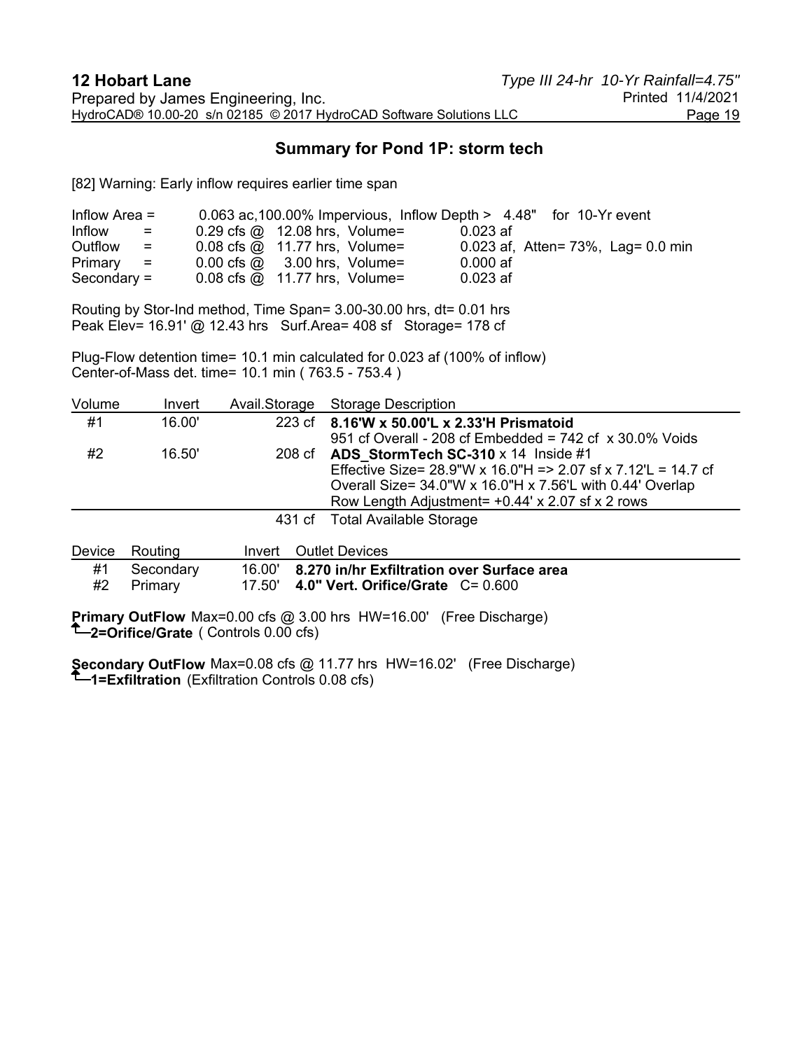## Summary for Pond 1P: storm tech

[82] Warning: Early inflow requires earlier time span

```
Inflow Area =       0.063 ac,100.00% Impervious,  Inflow Depth >  4.48"   for  10-Yr event
Inflow      =       0.29 cfs @  12.08 hrs,  Volume=          0.023 af
Outflow     =       0.08 cfs @  11.77 hrs,  Volume=          0.023 af,  Atten= 73%,  Lag= 0.0 min
Primary     =       0.00 cfs @   3.00 hrs,  Volume=          0.000 af
Secondary   =       0.08 cfs @  11.77 hrs,  Volume=          0.023 af
```

Routing by Stor-Ind method, Time Span= 3.00-30.00 hrs, dt= 0.01 hrs
Peak Elev= 16.91' @ 12.43 hrs   Surf.Area= 408 sf   Storage= 178 cf

Plug-Flow detention time= 10.1 min calculated for 0.023 af (100% of inflow)
Center-of-Mass det. time= 10.1 min ( 763.5 - 753.4 )

| Volume | Invert | Avail.Storage | Storage Description |
|---|---|---|---|
| #1 | 16.00' | 223 cf | **8.16'W x 50.00'L x 2.33'H Prismatoid**<br>951 cf Overall - 208 cf Embedded = 742 cf  x 30.0% Voids |
| #2 | 16.50' | 208 cf | **ADS_StormTech SC-310** x 14  Inside #1<br>Effective Size= 28.9"W x 16.0"H => 2.07 sf x 7.12'L = 14.7 cf<br>Overall Size= 34.0"W x 16.0"H x 7.56'L with 0.44' Overlap<br>Row Length Adjustment= +0.44' x 2.07 sf x 2 rows |
| | | 431 cf | Total Available Storage |

| Device | Routing | Invert | Outlet Devices |
|---|---|---|---|
| #1 | Secondary | 16.00' | **8.270 in/hr Exfiltration over Surface area** |
| #2 | Primary | 17.50' | **4.0" Vert. Orifice/Grate**  C= 0.600 |

**Primary OutFlow** Max=0.00 cfs @ 3.00 hrs  HW=16.00'   (Free Discharge)
└─**2=Orifice/Grate** ( Controls 0.00 cfs)

**Secondary OutFlow** Max=0.08 cfs @ 11.77 hrs  HW=16.02'   (Free Discharge)
└─**1=Exfiltration** (Exfiltration Controls 0.08 cfs)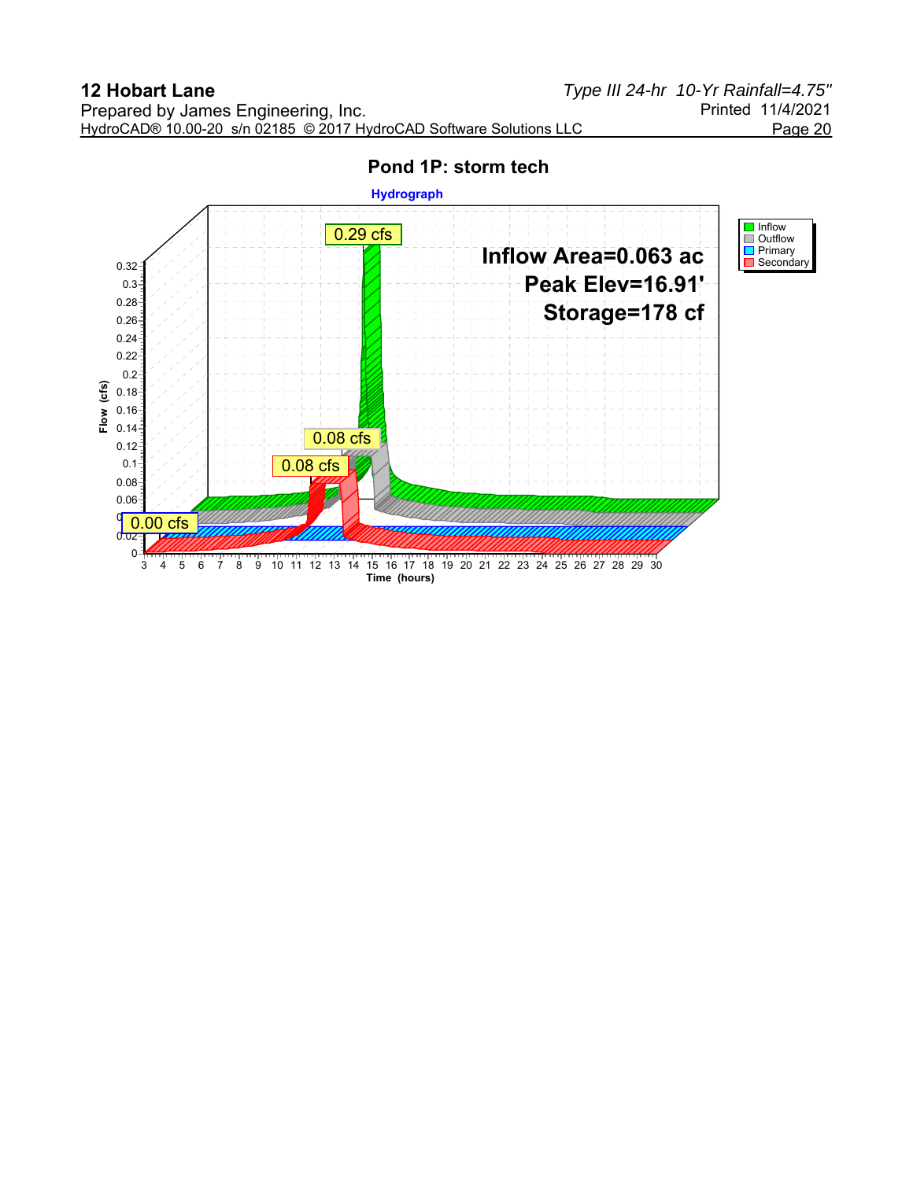## Pond 1P: storm tech

**Hydrograph**

Inflow Area=0.063 ac

Peak Elev=16.91'

Storage=178 cf

Legend: Inflow, Outflow, Primary, Secondary

Peak labels: 0.29 cfs; 0.08 cfs; 0.08 cfs; 0.00 cfs

Flow (cfs): 0, 0.02, 0.04, 0.06, 0.08, 0.1, 0.12, 0.14, 0.16, 0.18, 0.2, 0.22, 0.24, 0.26, 0.28, 0.3, 0.32

Time (hours): 3 4 5 6 7 8 9 10 11 12 13 14 15 16 17 18 19 20 21 22 23 24 25 26 27 28 29 30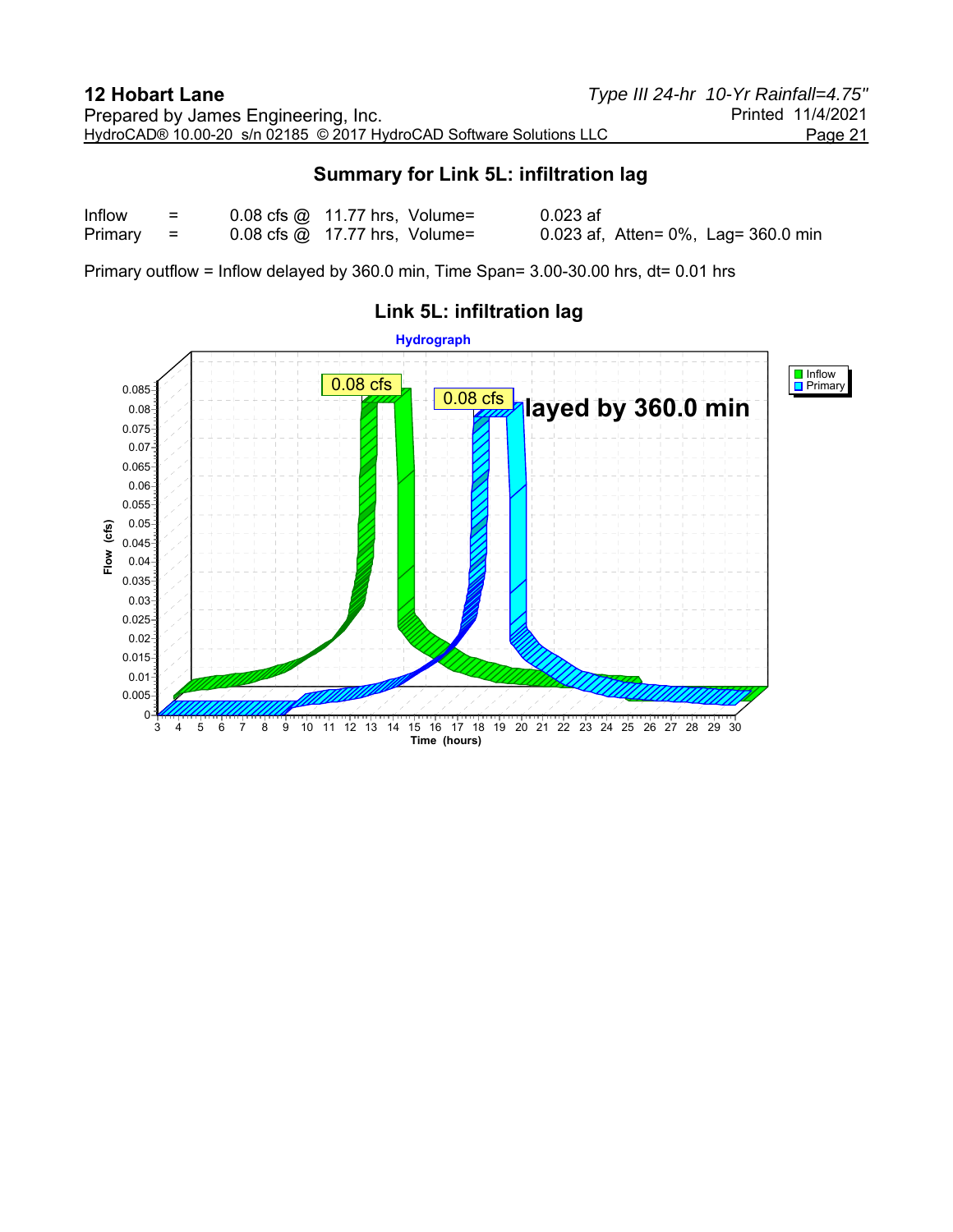## Summary for Link 5L: infiltration lag

| | | | | |
|---|---|---|---|---|
| Inflow | = | 0.08 cfs @ 11.77 hrs, Volume= | 0.023 af | |
| Primary | = | 0.08 cfs @ 17.77 hrs, Volume= | 0.023 af, Atten= 0%, Lag= 360.0 min | |

Primary outflow = Inflow delayed by 360.0 min, Time Span= 3.00-30.00 hrs, dt= 0.01 hrs

**Link 5L: infiltration lag**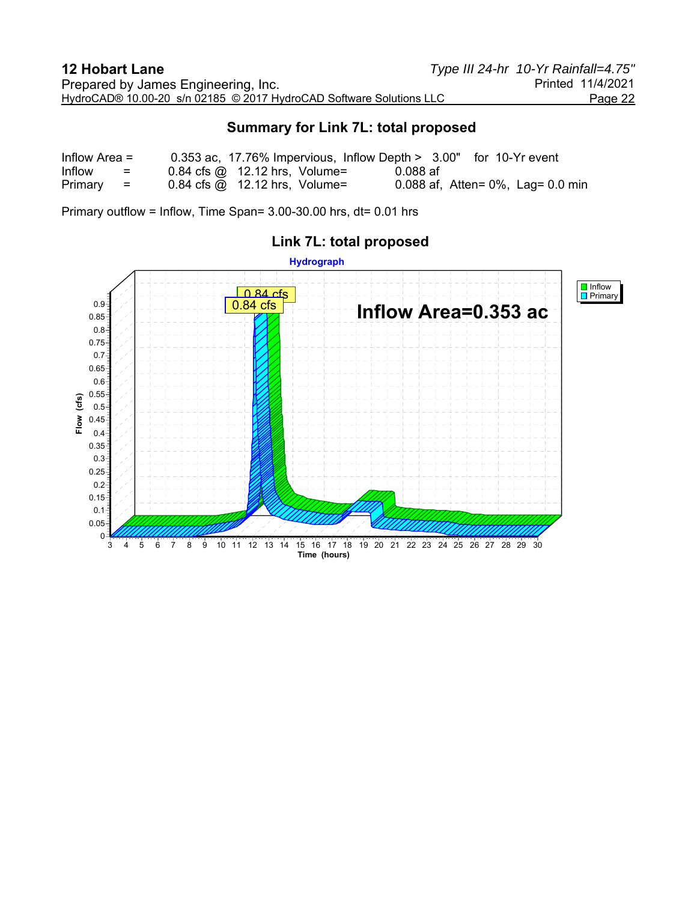## Summary for Link 7L: total proposed

| | | | | |
|---|---|---|---|---|
| Inflow Area = | 0.353 ac, 17.76% Impervious, Inflow Depth > 3.00" for 10-Yr event | | | |
| Inflow = | 0.84 cfs @ 12.12 hrs, Volume= | 0.088 af | | |
| Primary = | 0.84 cfs @ 12.12 hrs, Volume= | 0.088 af, Atten= 0%, Lag= 0.0 min | | |

Primary outflow = Inflow, Time Span= 3.00-30.00 hrs, dt= 0.01 hrs

### Link 7L: total proposed

Hydrograph

Inflow Area=0.353 ac

Inflow: 0.84 cfs | Primary: 0.84 cfs

Flow (cfs) vs. Time (hours)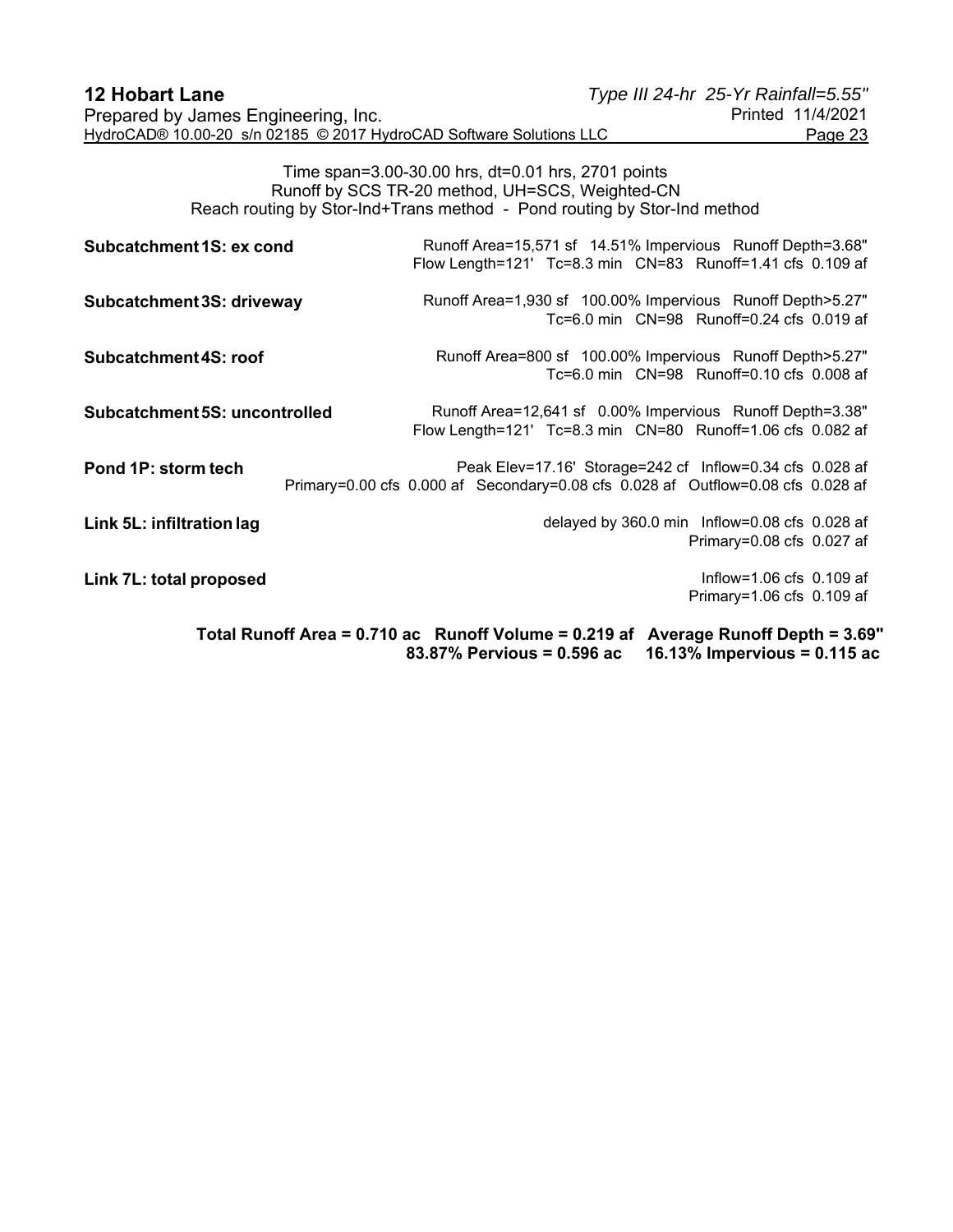Time span=3.00-30.00 hrs, dt=0.01 hrs, 2701 points
Runoff by SCS TR-20 method, UH=SCS, Weighted-CN
Reach routing by Stor-Ind+Trans method - Pond routing by Stor-Ind method

**Subcatchment 1S: ex cond** Runoff Area=15,571 sf 14.51% Impervious Runoff Depth=3.68"
Flow Length=121' Tc=8.3 min CN=83 Runoff=1.41 cfs 0.109 af

**Subcatchment 3S: driveway** Runoff Area=1,930 sf 100.00% Impervious Runoff Depth>5.27"
Tc=6.0 min CN=98 Runoff=0.24 cfs 0.019 af

**Subcatchment 4S: roof** Runoff Area=800 sf 100.00% Impervious Runoff Depth>5.27"
Tc=6.0 min CN=98 Runoff=0.10 cfs 0.008 af

**Subcatchment 5S: uncontrolled** Runoff Area=12,641 sf 0.00% Impervious Runoff Depth=3.38"
Flow Length=121' Tc=8.3 min CN=80 Runoff=1.06 cfs 0.082 af

**Pond 1P: storm tech** Peak Elev=17.16' Storage=242 cf Inflow=0.34 cfs 0.028 af
Primary=0.00 cfs 0.000 af Secondary=0.08 cfs 0.028 af Outflow=0.08 cfs 0.028 af

**Link 5L: infiltration lag** delayed by 360.0 min Inflow=0.08 cfs 0.028 af
Primary=0.08 cfs 0.027 af

**Link 7L: total proposed** Inflow=1.06 cfs 0.109 af
Primary=1.06 cfs 0.109 af

**Total Runoff Area = 0.710 ac Runoff Volume = 0.219 af Average Runoff Depth = 3.69"**
**83.87% Pervious = 0.596 ac 16.13% Impervious = 0.115 ac**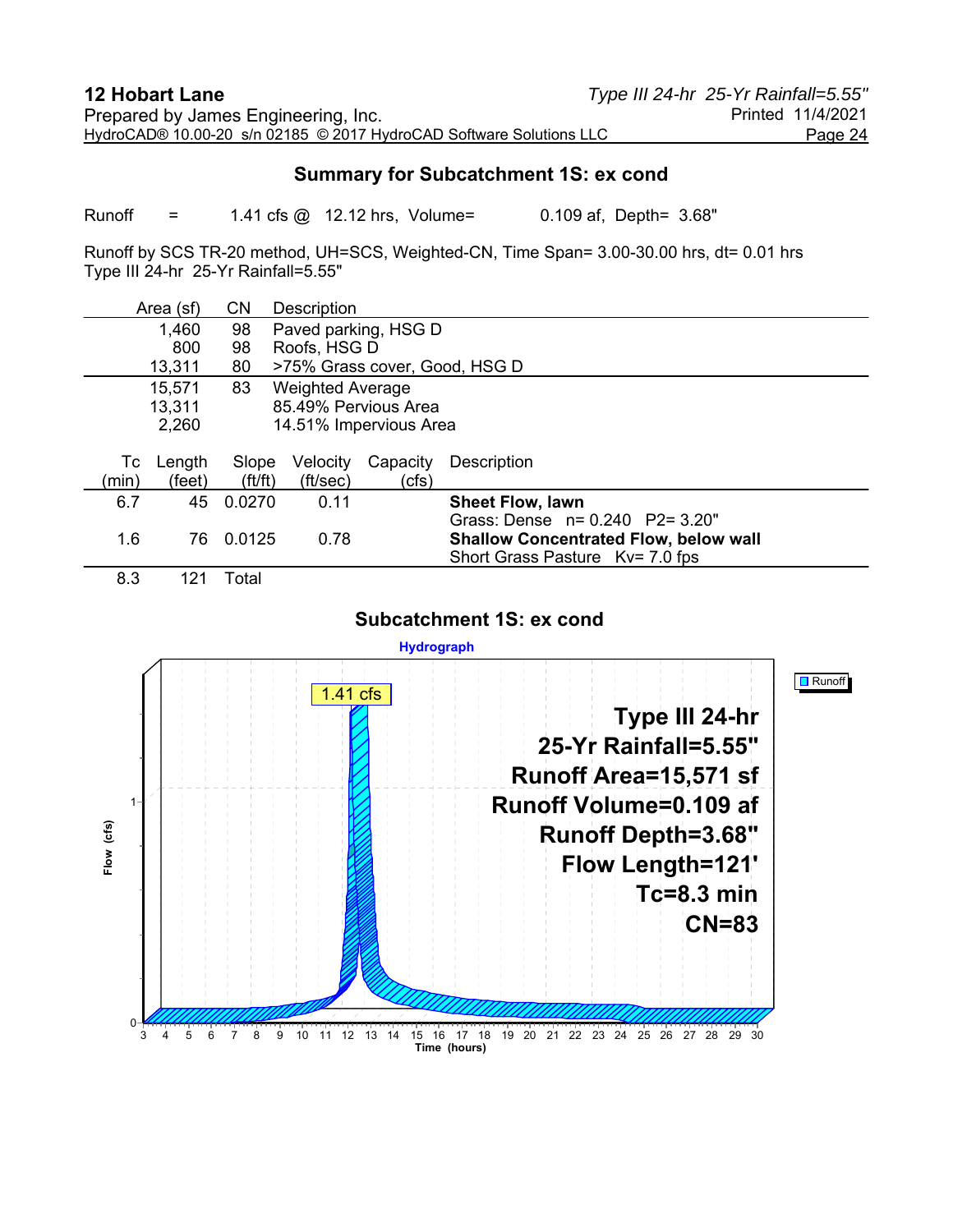## Summary for Subcatchment 1S: ex cond

Runoff = 1.41 cfs @ 12.12 hrs, Volume= 0.109 af, Depth= 3.68"

Runoff by SCS TR-20 method, UH=SCS, Weighted-CN, Time Span= 3.00-30.00 hrs, dt= 0.01 hrs
Type III 24-hr 25-Yr Rainfall=5.55"

| Area (sf) | CN | Description |
|---|---|---|
| 1,460 | 98 | Paved parking, HSG D |
| 800 | 98 | Roofs, HSG D |
| 13,311 | 80 | >75% Grass cover, Good, HSG D |
| 15,571 | 83 | Weighted Average |
| 13,311 | | 85.49% Pervious Area |
| 2,260 | | 14.51% Impervious Area |

| Tc (min) | Length (feet) | Slope (ft/ft) | Velocity (ft/sec) | Capacity (cfs) | Description |
|---|---|---|---|---|---|
| 6.7 | 45 | 0.0270 | 0.11 | | **Sheet Flow, lawn**<br>Grass: Dense n= 0.240 P2= 3.20" |
| 1.6 | 76 | 0.0125 | 0.78 | | **Shallow Concentrated Flow, below wall**<br>Short Grass Pasture Kv= 7.0 fps |
| 8.3 | 121 | Total | | | |

### Subcatchment 1S: ex cond

Hydrograph

Type III 24-hr
25-Yr Rainfall=5.55"
Runoff Area=15,571 sf
Runoff Volume=0.109 af
Runoff Depth=3.68"
Flow Length=121'
Tc=8.3 min
CN=83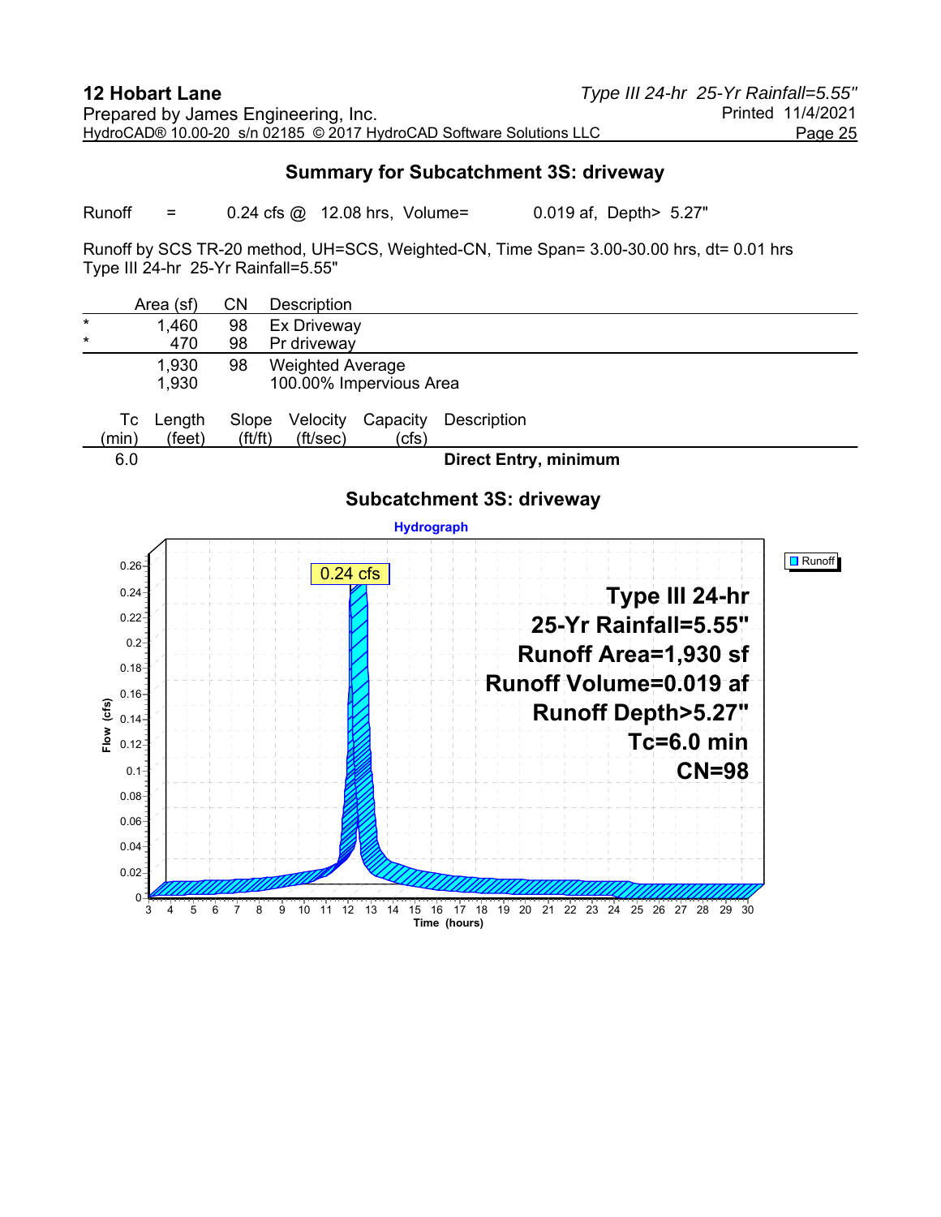## Summary for Subcatchment 3S: driveway

Runoff = 0.24 cfs @ 12.08 hrs, Volume= 0.019 af, Depth> 5.27"

Runoff by SCS TR-20 method, UH=SCS, Weighted-CN, Time Span= 3.00-30.00 hrs, dt= 0.01 hrs
Type III 24-hr 25-Yr Rainfall=5.55"

| | Area (sf) | CN | Description |
|---|---|---|---|
| * | 1,460 | 98 | Ex Driveway |
| * | 470 | 98 | Pr driveway |
| | 1,930 | 98 | Weighted Average |
| | 1,930 | | 100.00% Impervious Area |

| Tc (min) | Length (feet) | Slope (ft/ft) | Velocity (ft/sec) | Capacity (cfs) | Description |
|---|---|---|---|---|---|
| 6.0 | | | | | **Direct Entry, minimum** |

### Subcatchment 3S: driveway

Hydrograph

Runoff

0.24 cfs

**Type III 24-hr**
**25-Yr Rainfall=5.55"**
**Runoff Area=1,930 sf**
**Runoff Volume=0.019 af**
**Runoff Depth>5.27"**
**Tc=6.0 min**
**CN=98**

Flow (cfs): 0, 0.02, 0.04, 0.06, 0.08, 0.1, 0.12, 0.14, 0.16, 0.18, 0.2, 0.22, 0.24, 0.26

Time (hours): 3, 4, 5, 6, 7, 8, 9, 10, 11, 12, 13, 14, 15, 16, 17, 18, 19, 20, 21, 22, 23, 24, 25, 26, 27, 28, 29, 30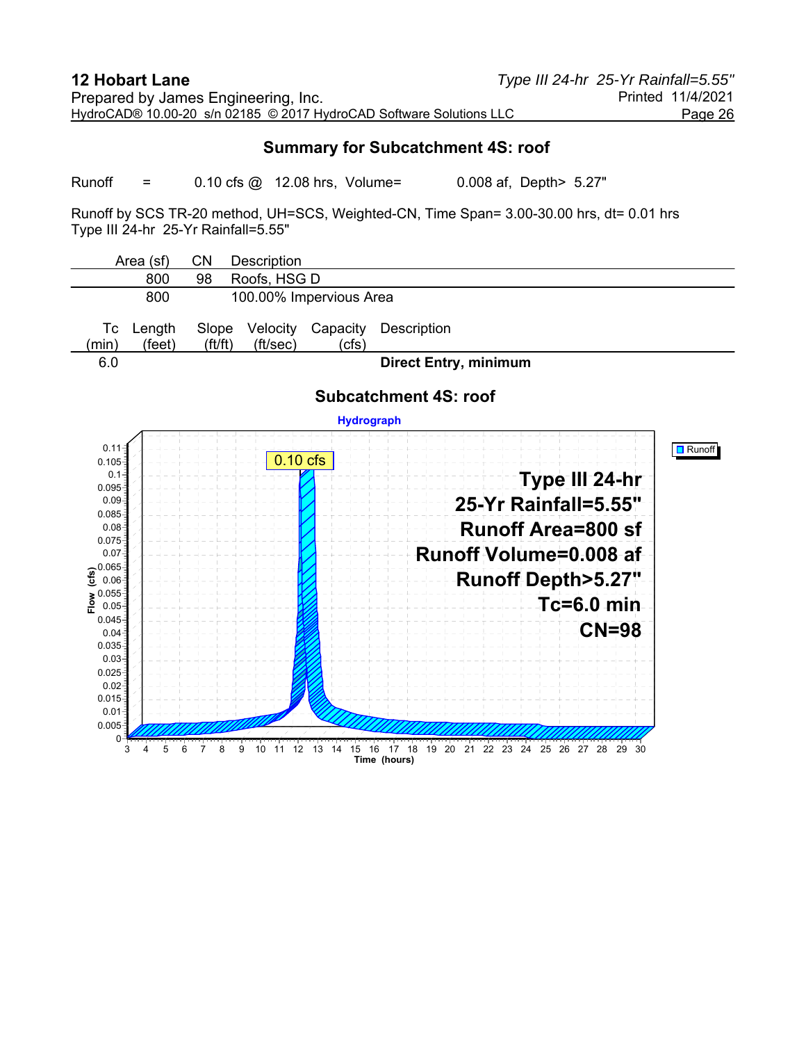## Summary for Subcatchment 4S: roof

Runoff = 0.10 cfs @ 12.08 hrs, Volume= 0.008 af, Depth> 5.27"

Runoff by SCS TR-20 method, UH=SCS, Weighted-CN, Time Span= 3.00-30.00 hrs, dt= 0.01 hrs
Type III 24-hr 25-Yr Rainfall=5.55"

| Area (sf) | CN | Description |
|---|---|---|
| 800 | 98 | Roofs, HSG D |
| 800 | | 100.00% Impervious Area |

| Tc (min) | Length (feet) | Slope (ft/ft) | Velocity (ft/sec) | Capacity (cfs) | Description |
|---|---|---|---|---|---|
| 6.0 | | | | | **Direct Entry, minimum** |

### Subcatchment 4S: roof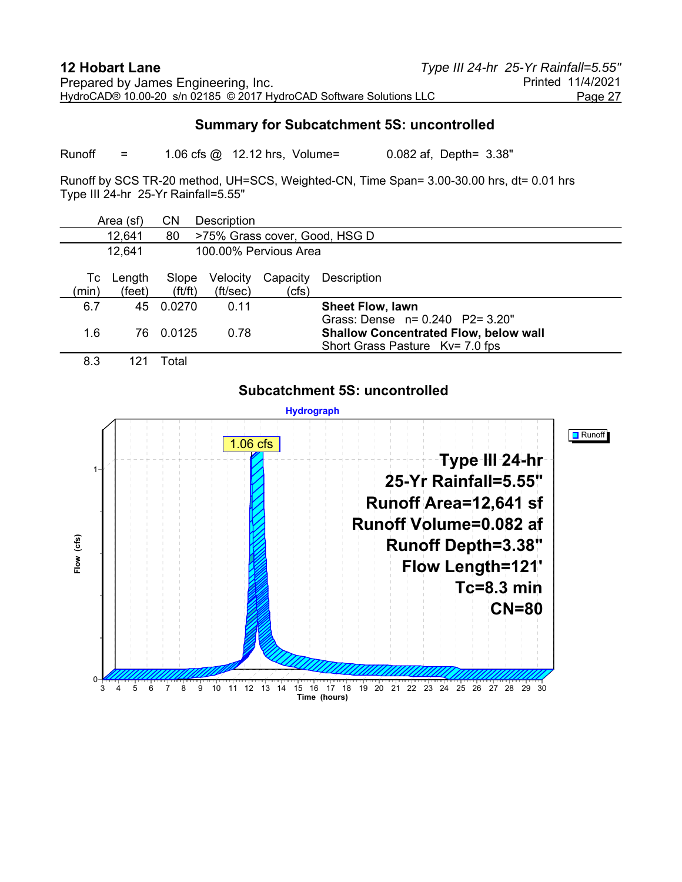## Summary for Subcatchment 5S: uncontrolled

Runoff = 1.06 cfs @ 12.12 hrs, Volume= 0.082 af, Depth= 3.38"

Runoff by SCS TR-20 method, UH=SCS, Weighted-CN, Time Span= 3.00-30.00 hrs, dt= 0.01 hrs
Type III 24-hr 25-Yr Rainfall=5.55"

| Area (sf) | CN | Description |
|---|---|---|
| 12,641 | 80 | >75% Grass cover, Good, HSG D |
| 12,641 | | 100.00% Pervious Area |

| Tc (min) | Length (feet) | Slope (ft/ft) | Velocity (ft/sec) | Capacity (cfs) | Description |
|---|---|---|---|---|---|
| 6.7 | 45 | 0.0270 | 0.11 | | **Sheet Flow, lawn** Grass: Dense n= 0.240 P2= 3.20" |
| 1.6 | 76 | 0.0125 | 0.78 | | **Shallow Concentrated Flow, below wall** Short Grass Pasture Kv= 7.0 fps |
| 8.3 | 121 | Total | | | |

### Subcatchment 5S: uncontrolled

Hydrograph

Runoff

1.06 cfs

Type III 24-hr
25-Yr Rainfall=5.55"
Runoff Area=12,641 sf
Runoff Volume=0.082 af
Runoff Depth=3.38"
Flow Length=121'
Tc=8.3 min
CN=80

Flow (cfs)

Time (hours)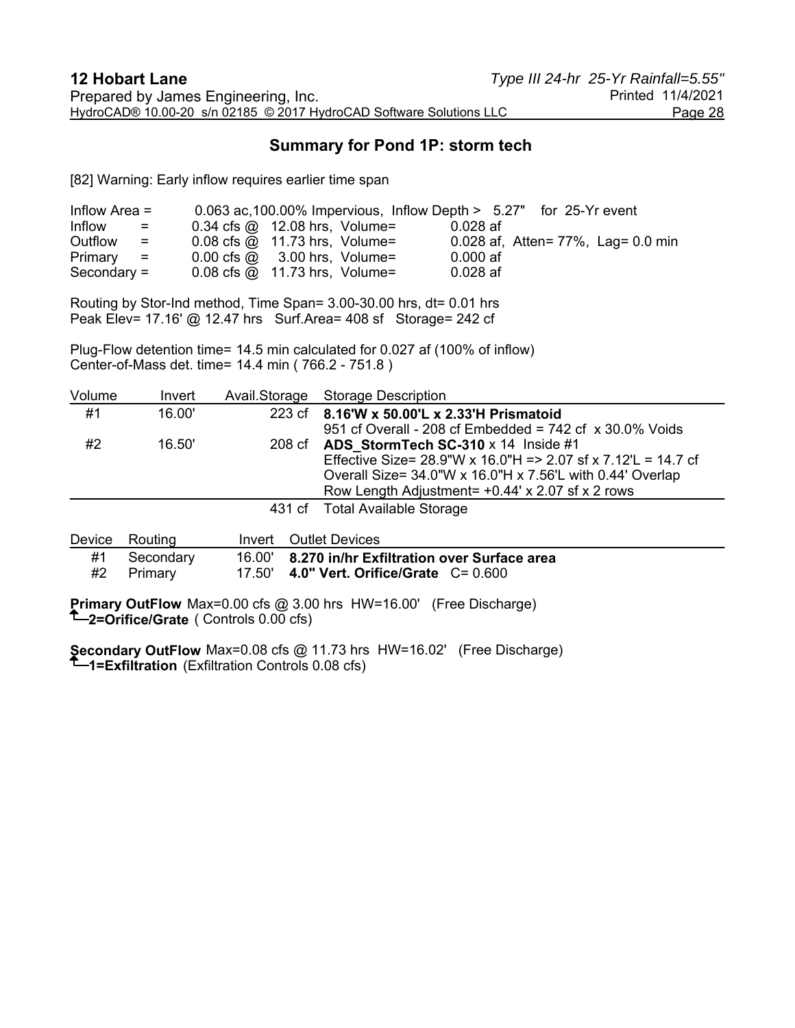## Summary for Pond 1P: storm tech

[82] Warning: Early inflow requires earlier time span

```
Inflow Area =      0.063 ac,100.00% Impervious,  Inflow Depth >  5.27"   for 25-Yr event
Inflow      =      0.34 cfs @  12.08 hrs,  Volume=        0.028 af
Outflow     =      0.08 cfs @  11.73 hrs,  Volume=        0.028 af,  Atten= 77%,  Lag= 0.0 min
Primary     =      0.00 cfs @   3.00 hrs,  Volume=        0.000 af
Secondary =        0.08 cfs @  11.73 hrs,  Volume=        0.028 af
```

Routing by Stor-Ind method, Time Span= 3.00-30.00 hrs, dt= 0.01 hrs
Peak Elev= 17.16' @ 12.47 hrs Surf.Area= 408 sf Storage= 242 cf

Plug-Flow detention time= 14.5 min calculated for 0.027 af (100% of inflow)
Center-of-Mass det. time= 14.4 min ( 766.2 - 751.8 )

| Volume | Invert | Avail.Storage | Storage Description |
|---|---|---|---|
| #1 | 16.00' | 223 cf | **8.16'W x 50.00'L x 2.33'H Prismatoid**<br>951 cf Overall - 208 cf Embedded = 742 cf x 30.0% Voids |
| #2 | 16.50' | 208 cf | **ADS_StormTech SC-310** x 14 Inside #1<br>Effective Size= 28.9"W x 16.0"H => 2.07 sf x 7.12'L = 14.7 cf<br>Overall Size= 34.0"W x 16.0"H x 7.56'L with 0.44' Overlap<br>Row Length Adjustment= +0.44' x 2.07 sf x 2 rows |
| | | 431 cf | Total Available Storage |

| Device | Routing | Invert | Outlet Devices |
|---|---|---|---|
| #1 | Secondary | 16.00' | **8.270 in/hr Exfiltration over Surface area** |
| #2 | Primary | 17.50' | **4.0" Vert. Orifice/Grate** C= 0.600 |

**Primary OutFlow** Max=0.00 cfs @ 3.00 hrs HW=16.00' (Free Discharge)
└─**2=Orifice/Grate** ( Controls 0.00 cfs)

**Secondary OutFlow** Max=0.08 cfs @ 11.73 hrs HW=16.02' (Free Discharge)
└─**1=Exfiltration** (Exfiltration Controls 0.08 cfs)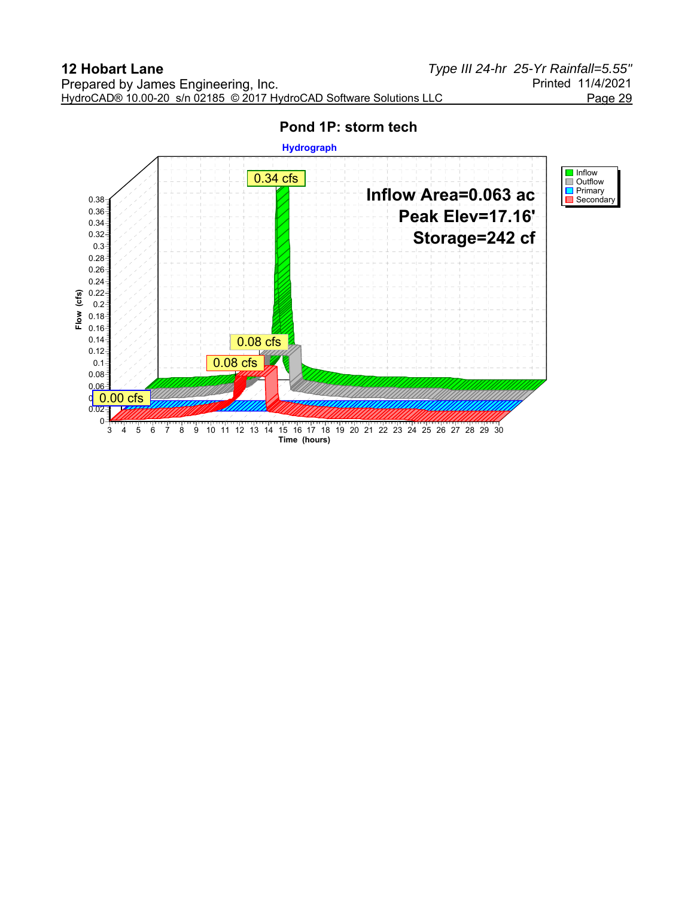## Pond 1P: storm tech

**Hydrograph**

Inflow Area=0.063 ac
Peak Elev=17.16'
Storage=242 cf

- Inflow: 0.34 cfs
- Outflow: 0.08 cfs
- Primary: 0.00 cfs
- Secondary: 0.08 cfs

Flow (cfs): 0, 0.02, 0.04, 0.06, 0.08, 0.1, 0.12, 0.14, 0.16, 0.18, 0.2, 0.22, 0.24, 0.26, 0.28, 0.3, 0.32, 0.34, 0.36, 0.38

Time (hours): 3, 4, 5, 6, 7, 8, 9, 10, 11, 12, 13, 14, 15, 16, 17, 18, 19, 20, 21, 22, 23, 24, 25, 26, 27, 28, 29, 30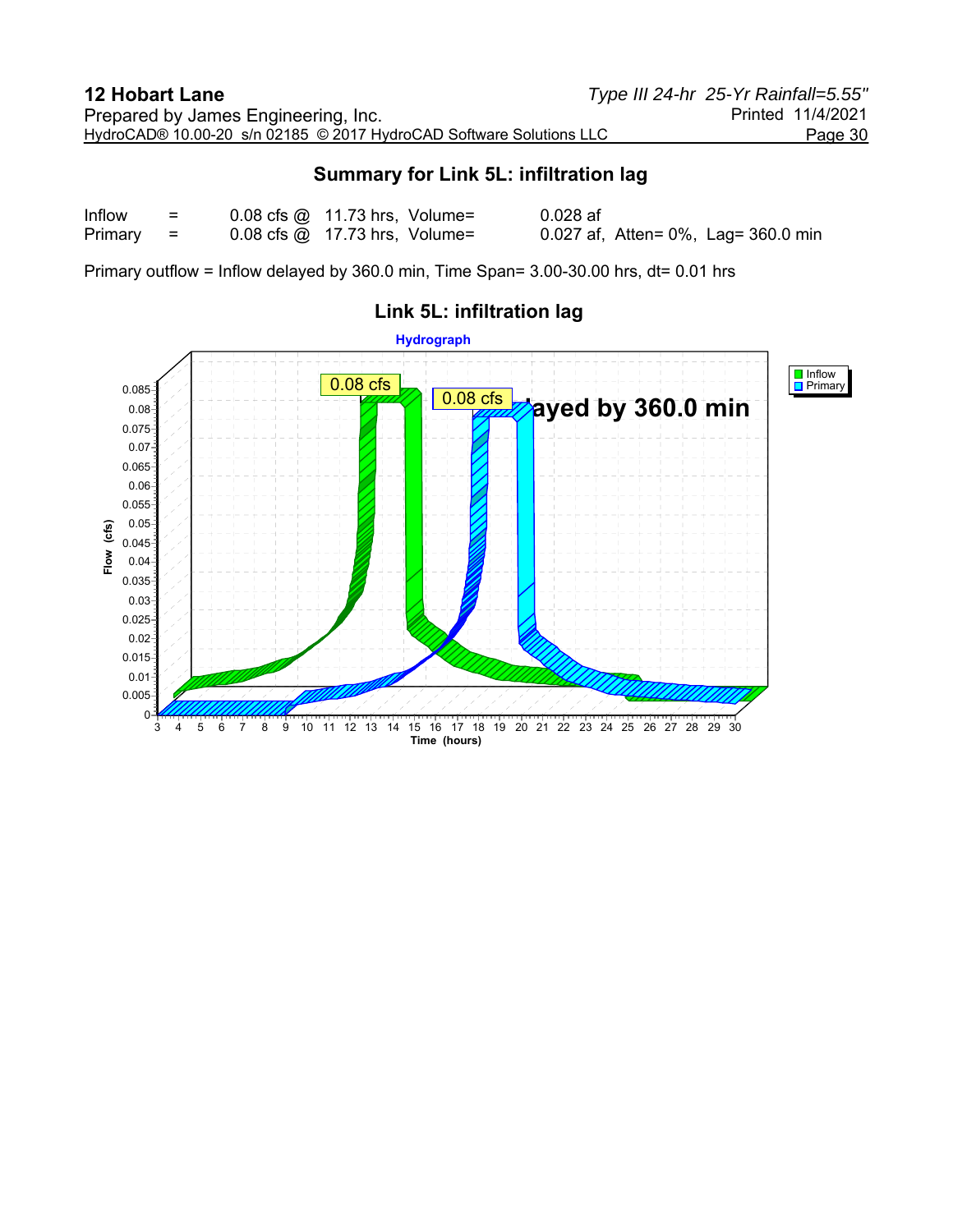## Summary for Link 5L: infiltration lag

| | | | | |
|---|---|---|---|---|
| Inflow | = | 0.08 cfs @ | 11.73 hrs, Volume= | 0.028 af |
| Primary | = | 0.08 cfs @ | 17.73 hrs, Volume= | 0.027 af, Atten= 0%, Lag= 360.0 min |

Primary outflow = Inflow delayed by 360.0 min, Time Span= 3.00-30.00 hrs, dt= 0.01 hrs

### Link 5L: infiltration lag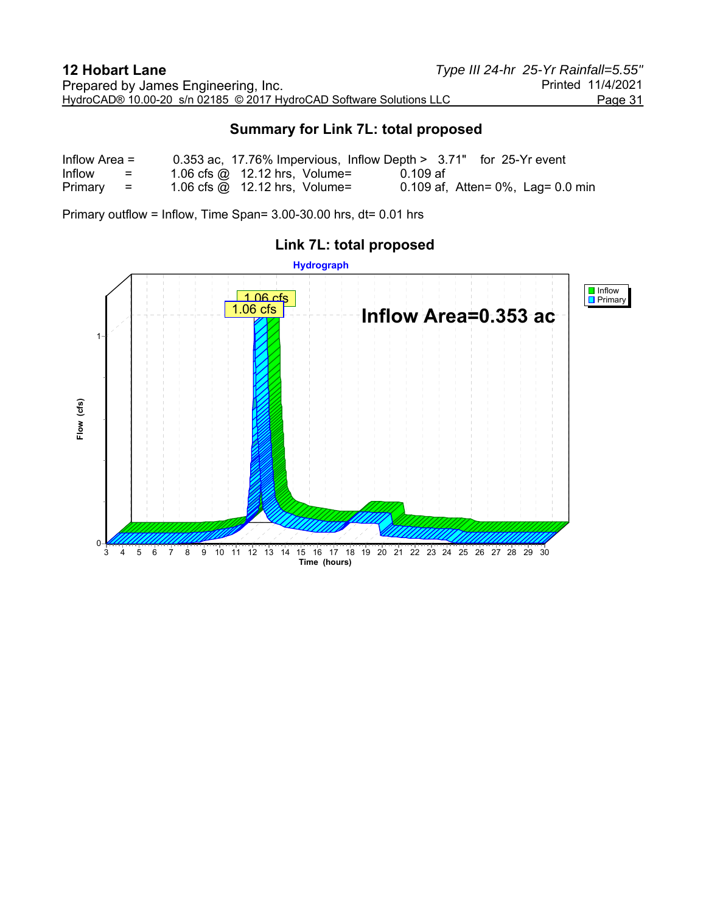## Summary for Link 7L: total proposed

```
Inflow Area =       0.353 ac, 17.76% Impervious, Inflow Depth >  3.71"   for 25-Yr event
Inflow      =      1.06 cfs @  12.12 hrs, Volume=         0.109 af
Primary     =      1.06 cfs @  12.12 hrs, Volume=         0.109 af,  Atten= 0%,  Lag= 0.0 min
```

Primary outflow = Inflow, Time Span= 3.00-30.00 hrs, dt= 0.01 hrs

### Link 7L: total proposed

Hydrograph

Inflow Area=0.353 ac

Legend: Inflow, Primary

Peak labels: 1.06 cfs (Inflow), 1.06 cfs (Primary)

Flow (cfs): 0, 1

Time (hours): 3 4 5 6 7 8 9 10 11 12 13 14 15 16 17 18 19 20 21 22 23 24 25 26 27 28 29 30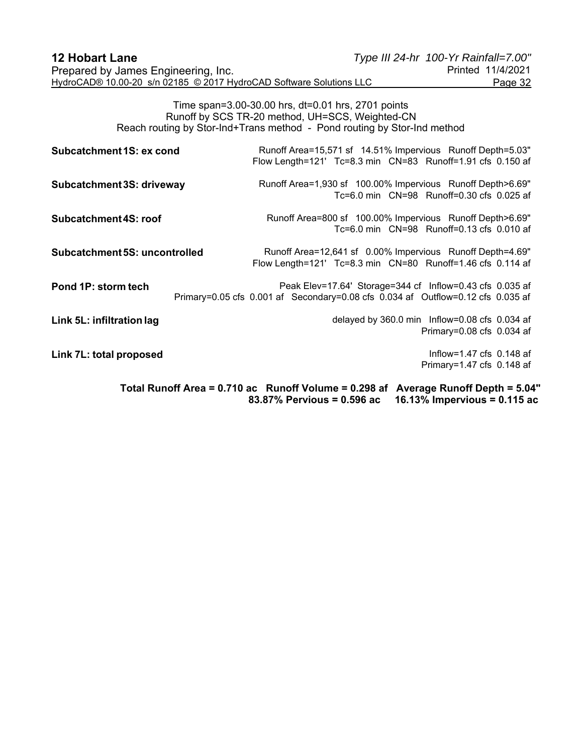Time span=3.00-30.00 hrs, dt=0.01 hrs, 2701 points
Runoff by SCS TR-20 method, UH=SCS, Weighted-CN
Reach routing by Stor-Ind+Trans method - Pond routing by Stor-Ind method

| | |
|---|---|
| **Subcatchment 1S: ex cond** | Runoff Area=15,571 sf 14.51% Impervious Runoff Depth=5.03"<br>Flow Length=121' Tc=8.3 min CN=83 Runoff=1.91 cfs 0.150 af |
| **Subcatchment 3S: driveway** | Runoff Area=1,930 sf 100.00% Impervious Runoff Depth>6.69"<br>Tc=6.0 min CN=98 Runoff=0.30 cfs 0.025 af |
| **Subcatchment 4S: roof** | Runoff Area=800 sf 100.00% Impervious Runoff Depth>6.69"<br>Tc=6.0 min CN=98 Runoff=0.13 cfs 0.010 af |
| **Subcatchment 5S: uncontrolled** | Runoff Area=12,641 sf 0.00% Impervious Runoff Depth=4.69"<br>Flow Length=121' Tc=8.3 min CN=80 Runoff=1.46 cfs 0.114 af |
| **Pond 1P: storm tech** | Peak Elev=17.64' Storage=344 cf Inflow=0.43 cfs 0.035 af<br>Primary=0.05 cfs 0.001 af Secondary=0.08 cfs 0.034 af Outflow=0.12 cfs 0.035 af |
| **Link 5L: infiltration lag** | delayed by 360.0 min Inflow=0.08 cfs 0.034 af<br>Primary=0.08 cfs 0.034 af |
| **Link 7L: total proposed** | Inflow=1.47 cfs 0.148 af<br>Primary=1.47 cfs 0.148 af |

**Total Runoff Area = 0.710 ac Runoff Volume = 0.298 af Average Runoff Depth = 5.04"**
**83.87% Pervious = 0.596 ac 16.13% Impervious = 0.115 ac**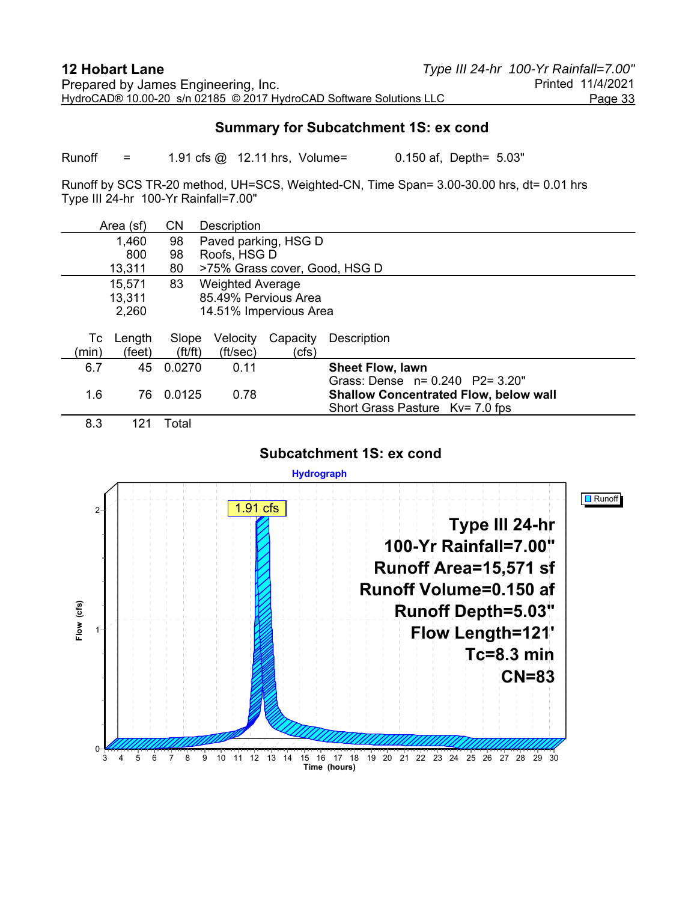## Summary for Subcatchment 1S: ex cond

Runoff = 1.91 cfs @ 12.11 hrs, Volume= 0.150 af, Depth= 5.03"

Runoff by SCS TR-20 method, UH=SCS, Weighted-CN, Time Span= 3.00-30.00 hrs, dt= 0.01 hrs
Type III 24-hr 100-Yr Rainfall=7.00"

| Area (sf) | CN | Description |
|---|---|---|
| 1,460 | 98 | Paved parking, HSG D |
| 800 | 98 | Roofs, HSG D |
| 13,311 | 80 | >75% Grass cover, Good, HSG D |
| 15,571 | 83 | Weighted Average |
| 13,311 | | 85.49% Pervious Area |
| 2,260 | | 14.51% Impervious Area |

| Tc (min) | Length (feet) | Slope (ft/ft) | Velocity (ft/sec) | Capacity (cfs) | Description |
|---|---|---|---|---|---|
| 6.7 | 45 | 0.0270 | 0.11 | | **Sheet Flow, lawn**<br>Grass: Dense n= 0.240 P2= 3.20" |
| 1.6 | 76 | 0.0125 | 0.78 | | **Shallow Concentrated Flow, below wall**<br>Short Grass Pasture Kv= 7.0 fps |
| 8.3 | 121 | Total | | | |

### Subcatchment 1S: ex cond

Hydrograph

Runoff: 1.91 cfs peak

Type III 24-hr
100-Yr Rainfall=7.00"
Runoff Area=15,571 sf
Runoff Volume=0.150 af
Runoff Depth=5.03"
Flow Length=121'
Tc=8.3 min
CN=83

Flow (cfs) vs. Time (hours)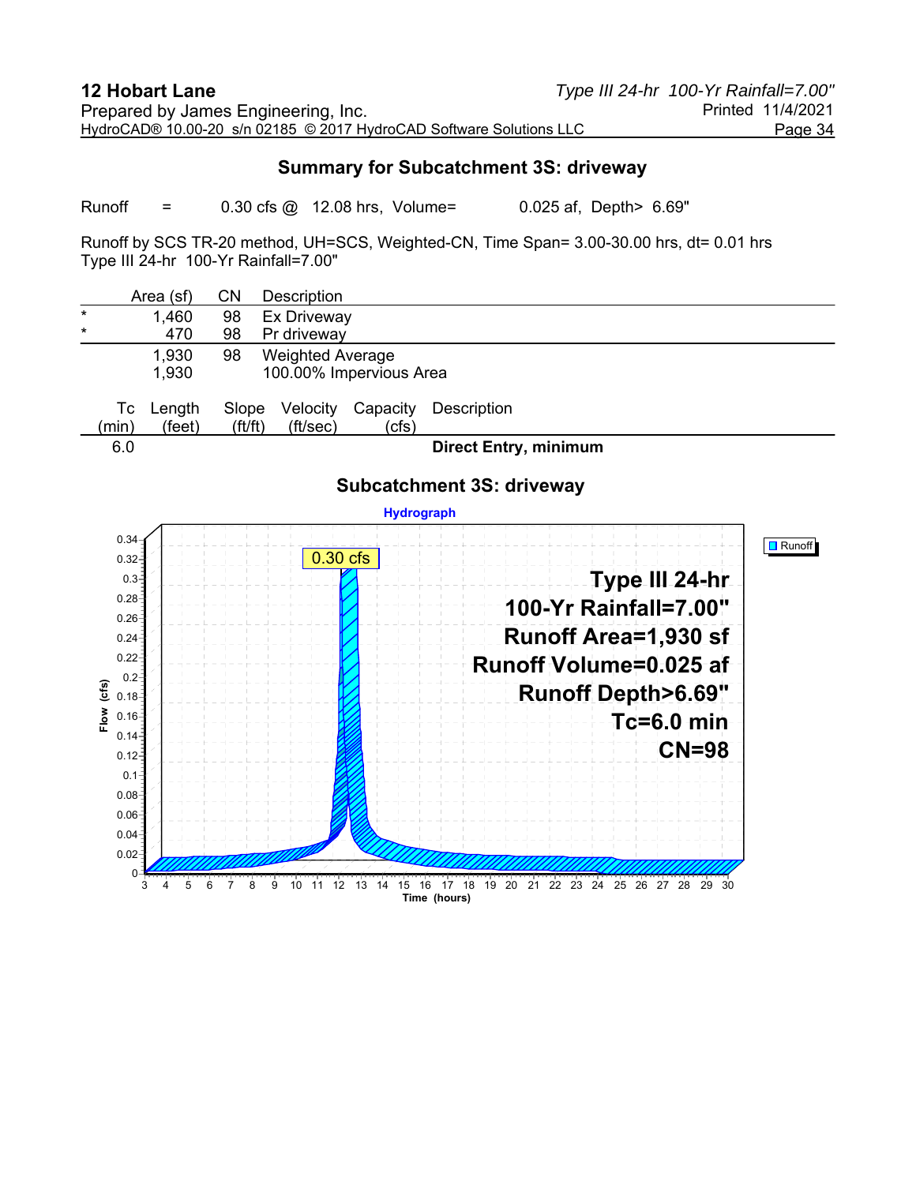## Summary for Subcatchment 3S: driveway

Runoff = 0.30 cfs @ 12.08 hrs, Volume= 0.025 af, Depth> 6.69"

Runoff by SCS TR-20 method, UH=SCS, Weighted-CN, Time Span= 3.00-30.00 hrs, dt= 0.01 hrs
Type III 24-hr 100-Yr Rainfall=7.00"

| | Area (sf) | CN | Description |
|---|---|---|---|
| * | 1,460 | 98 | Ex Driveway |
| * | 470 | 98 | Pr driveway |
| | 1,930 | 98 | Weighted Average |
| | 1,930 | | 100.00% Impervious Area |

| Tc (min) | Length (feet) | Slope (ft/ft) | Velocity (ft/sec) | Capacity (cfs) | Description |
|---|---|---|---|---|---|
| 6.0 | | | | | **Direct Entry, minimum** |

### Subcatchment 3S: driveway

Hydrograph

Runoff

0.30 cfs

**Type III 24-hr**
**100-Yr Rainfall=7.00"**
**Runoff Area=1,930 sf**
**Runoff Volume=0.025 af**
**Runoff Depth>6.69"**
**Tc=6.0 min**
**CN=98**

Flow (cfs): 0, 0.02, 0.04, 0.06, 0.08, 0.1, 0.12, 0.14, 0.16, 0.18, 0.2, 0.22, 0.24, 0.26, 0.28, 0.3, 0.32, 0.34

Time (hours): 3, 4, 5, 6, 7, 8, 9, 10, 11, 12, 13, 14, 15, 16, 17, 18, 19, 20, 21, 22, 23, 24, 25, 26, 27, 28, 29, 30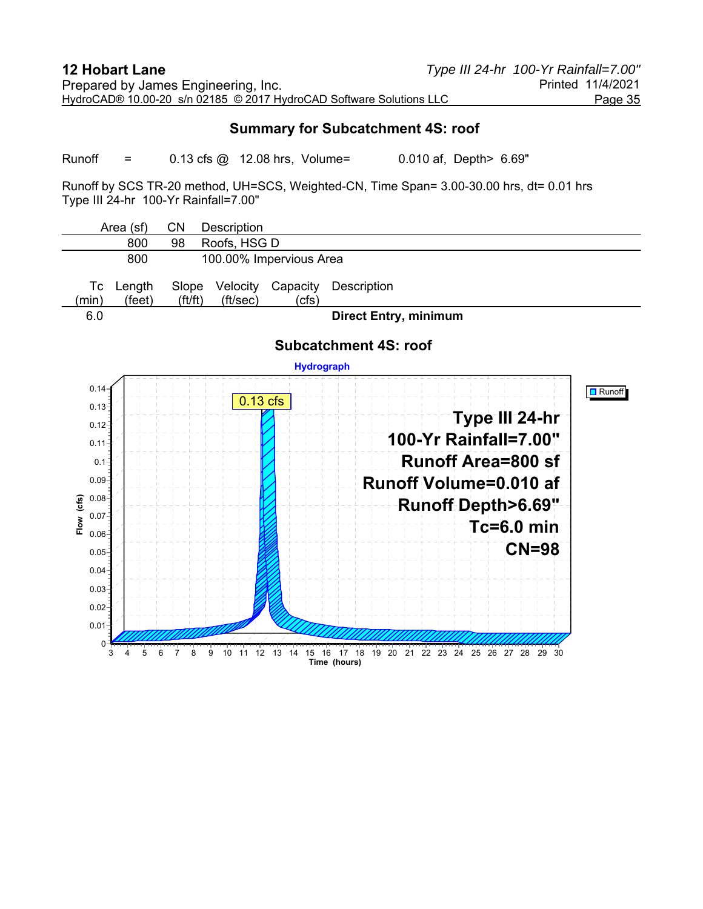## Summary for Subcatchment 4S: roof

Runoff = 0.13 cfs @ 12.08 hrs, Volume= 0.010 af, Depth> 6.69"

Runoff by SCS TR-20 method, UH=SCS, Weighted-CN, Time Span= 3.00-30.00 hrs, dt= 0.01 hrs
Type III 24-hr 100-Yr Rainfall=7.00"

| Area (sf) | CN | Description |
|---|---|---|
| 800 | 98 | Roofs, HSG D |
| 800 | | 100.00% Impervious Area |

| Tc (min) | Length (feet) | Slope (ft/ft) | Velocity (ft/sec) | Capacity (cfs) | Description |
|---|---|---|---|---|---|
| 6.0 | | | | | **Direct Entry, minimum** |

### Subcatchment 4S: roof

**Hydrograph**

0.13 cfs

**Type III 24-hr**
**100-Yr Rainfall=7.00"**
**Runoff Area=800 sf**
**Runoff Volume=0.010 af**
**Runoff Depth>6.69"**
**Tc=6.0 min**
**CN=98**

Runoff

Flow (cfs): 0, 0.01, 0.02, 0.03, 0.04, 0.05, 0.06, 0.07, 0.08, 0.09, 0.1, 0.11, 0.12, 0.13, 0.14

Time (hours): 3, 4, 5, 6, 7, 8, 9, 10, 11, 12, 13, 14, 15, 16, 17, 18, 19, 20, 21, 22, 23, 24, 25, 26, 27, 28, 29, 30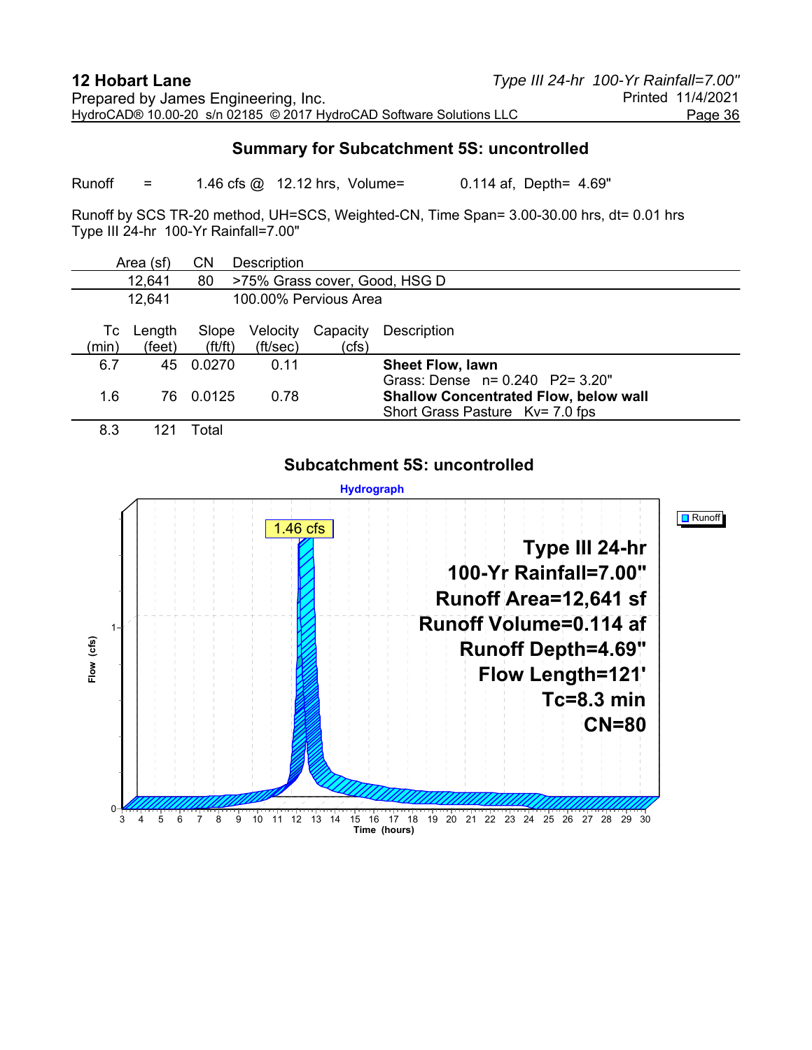## Summary for Subcatchment 5S: uncontrolled

Runoff = 1.46 cfs @ 12.12 hrs, Volume= 0.114 af, Depth= 4.69"

Runoff by SCS TR-20 method, UH=SCS, Weighted-CN, Time Span= 3.00-30.00 hrs, dt= 0.01 hrs
Type III 24-hr 100-Yr Rainfall=7.00"

| Area (sf) | CN | Description |
|---|---|---|
| 12,641 | 80 | >75% Grass cover, Good, HSG D |
| 12,641 | | 100.00% Pervious Area |

| Tc (min) | Length (feet) | Slope (ft/ft) | Velocity (ft/sec) | Capacity (cfs) | Description |
|---|---|---|---|---|---|
| 6.7 | 45 | 0.0270 | 0.11 | | **Sheet Flow, lawn** Grass: Dense n= 0.240 P2= 3.20" |
| 1.6 | 76 | 0.0125 | 0.78 | | **Shallow Concentrated Flow, below wall** Short Grass Pasture Kv= 7.0 fps |
| 8.3 | 121 | Total | | | |

### Subcatchment 5S: uncontrolled

Hydrograph

Runoff

1.46 cfs

**Type III 24-hr**
**100-Yr Rainfall=7.00"**
**Runoff Area=12,641 sf**
**Runoff Volume=0.114 af**
**Runoff Depth=4.69"**
**Flow Length=121'**
**Tc=8.3 min**
**CN=80**

Flow (cfs): 0, 1

Time (hours): 3 4 5 6 7 8 9 10 11 12 13 14 15 16 17 18 19 20 21 22 23 24 25 26 27 28 29 30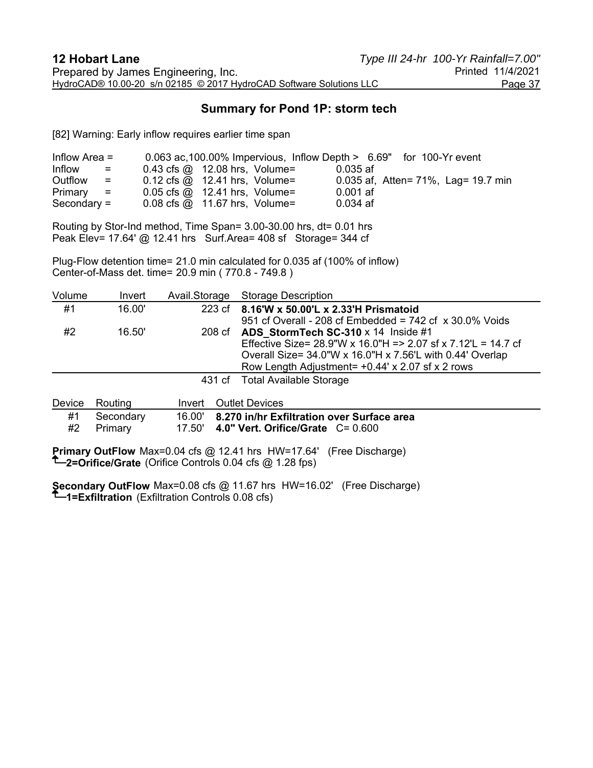## Summary for Pond 1P: storm tech

[82] Warning: Early inflow requires earlier time span

```
Inflow Area =      0.063 ac,100.00% Impervious,  Inflow Depth >  6.69"   for 100-Yr event
Inflow      =      0.43 cfs @  12.08 hrs,  Volume=        0.035 af
Outflow     =      0.12 cfs @  12.41 hrs,  Volume=        0.035 af,  Atten= 71%,  Lag= 19.7 min
Primary     =      0.05 cfs @  12.41 hrs,  Volume=        0.001 af
Secondary   =      0.08 cfs @  11.67 hrs,  Volume=        0.034 af
```

Routing by Stor-Ind method, Time Span= 3.00-30.00 hrs, dt= 0.01 hrs
Peak Elev= 17.64' @ 12.41 hrs   Surf.Area= 408 sf   Storage= 344 cf

Plug-Flow detention time= 21.0 min calculated for 0.035 af (100% of inflow)
Center-of-Mass det. time= 20.9 min ( 770.8 - 749.8 )

| Volume | Invert | Avail.Storage | Storage Description |
|---|---|---|---|
| #1 | 16.00' | 223 cf | **8.16'W x 50.00'L x 2.33'H Prismatoid**<br>951 cf Overall - 208 cf Embedded = 742 cf  x 30.0% Voids |
| #2 | 16.50' | 208 cf | **ADS_StormTech SC-310** x 14  Inside #1<br>Effective Size= 28.9"W x 16.0"H => 2.07 sf x 7.12'L = 14.7 cf<br>Overall Size= 34.0"W x 16.0"H x 7.56'L with 0.44' Overlap<br>Row Length Adjustment= +0.44' x 2.07 sf x 2 rows |
| | | 431 cf | Total Available Storage |

| Device | Routing | Invert | Outlet Devices |
|---|---|---|---|
| #1 | Secondary | 16.00' | **8.270 in/hr Exfiltration over Surface area** |
| #2 | Primary | 17.50' | **4.0" Vert. Orifice/Grate**  C= 0.600 |

**Primary OutFlow** Max=0.04 cfs @ 12.41 hrs  HW=17.64'  (Free Discharge)
└─**2=Orifice/Grate** (Orifice Controls 0.04 cfs @ 1.28 fps)

**Secondary OutFlow** Max=0.08 cfs @ 11.67 hrs  HW=16.02'  (Free Discharge)
└─**1=Exfiltration** (Exfiltration Controls 0.08 cfs)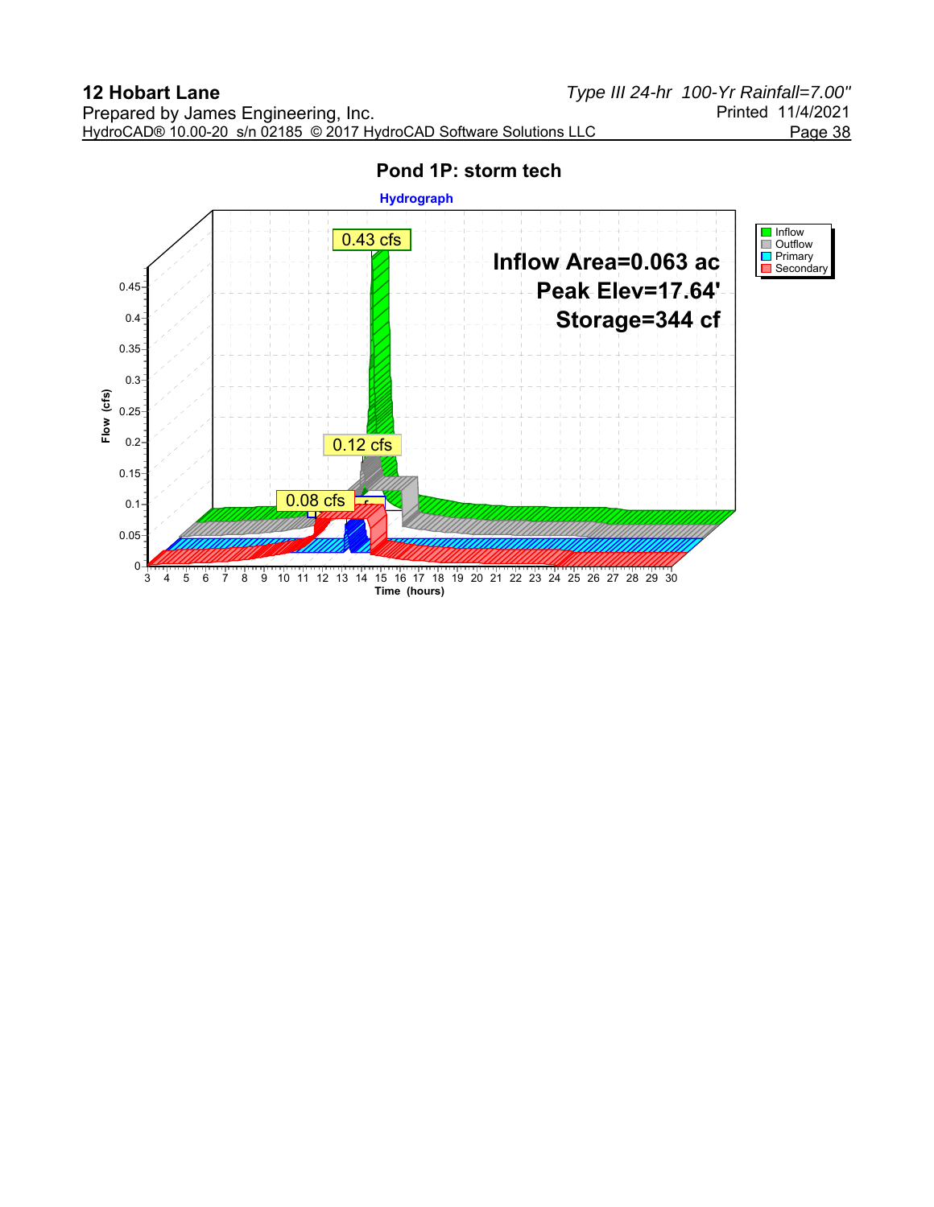## Pond 1P: storm tech

**Hydrograph**

Inflow Area=0.063 ac
Peak Elev=17.64'
Storage=344 cf

0.43 cfs

0.12 cfs

0.08 cfs

Legend: Inflow, Outflow, Primary, Secondary

Flow (cfs): 0, 0.05, 0.1, 0.15, 0.2, 0.25, 0.3, 0.35, 0.4, 0.45

Time (hours): 3, 4, 5, 6, 7, 8, 9, 10, 11, 12, 13, 14, 15, 16, 17, 18, 19, 20, 21, 22, 23, 24, 25, 26, 27, 28, 29, 30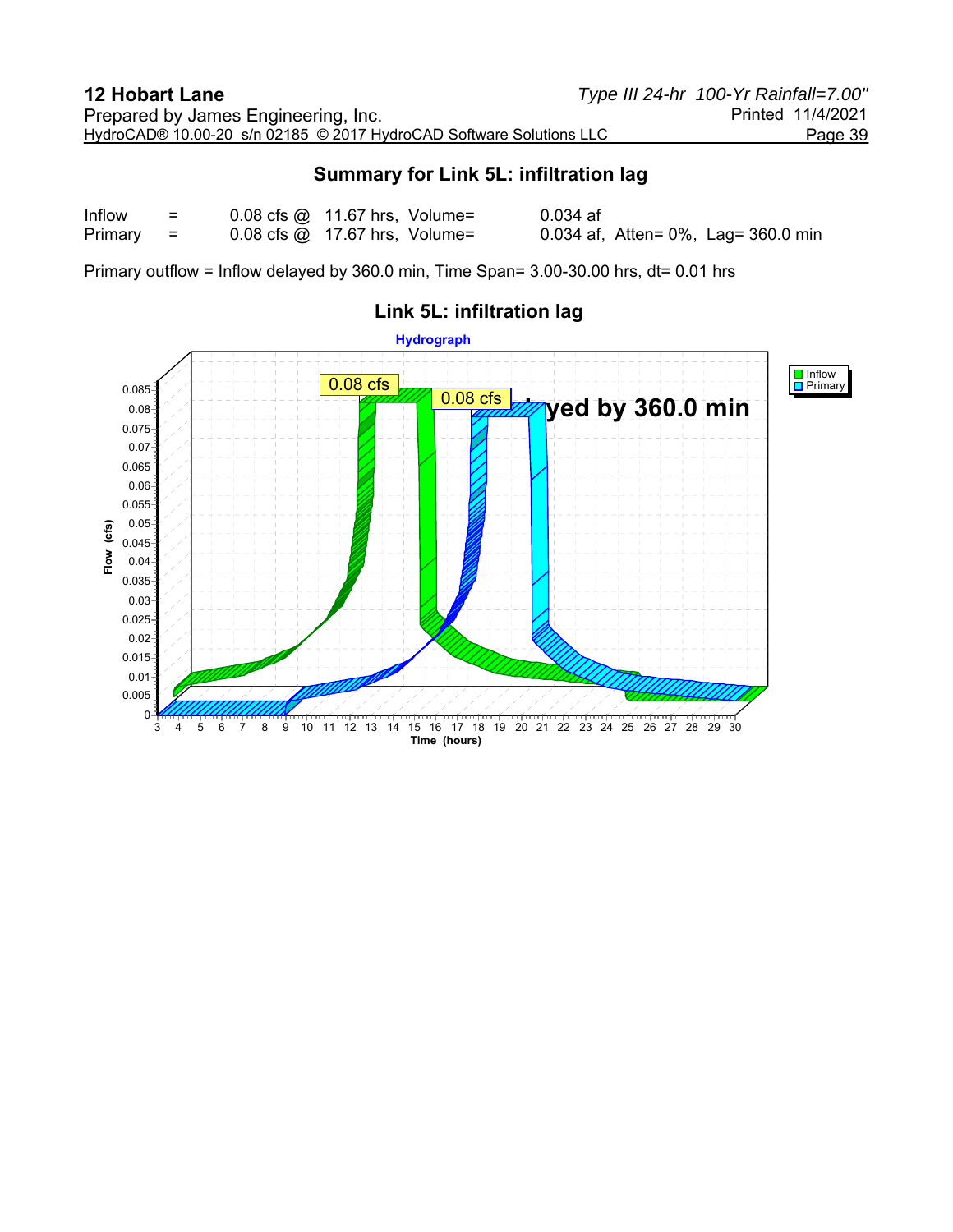## Summary for Link 5L: infiltration lag

| | | | | |
|---|---|---|---|---|
| Inflow | = | 0.08 cfs @ | 11.67 hrs, Volume= | 0.034 af |
| Primary | = | 0.08 cfs @ | 17.67 hrs, Volume= | 0.034 af, Atten= 0%, Lag= 360.0 min |

Primary outflow = Inflow delayed by 360.0 min, Time Span= 3.00-30.00 hrs, dt= 0.01 hrs

**Link 5L: infiltration lag**

Hydrograph

Inflow
Primary

0.08 cfs
0.08 cfs

Inflow delayed by 360.0 min

Flow (cfs)

Time (hours)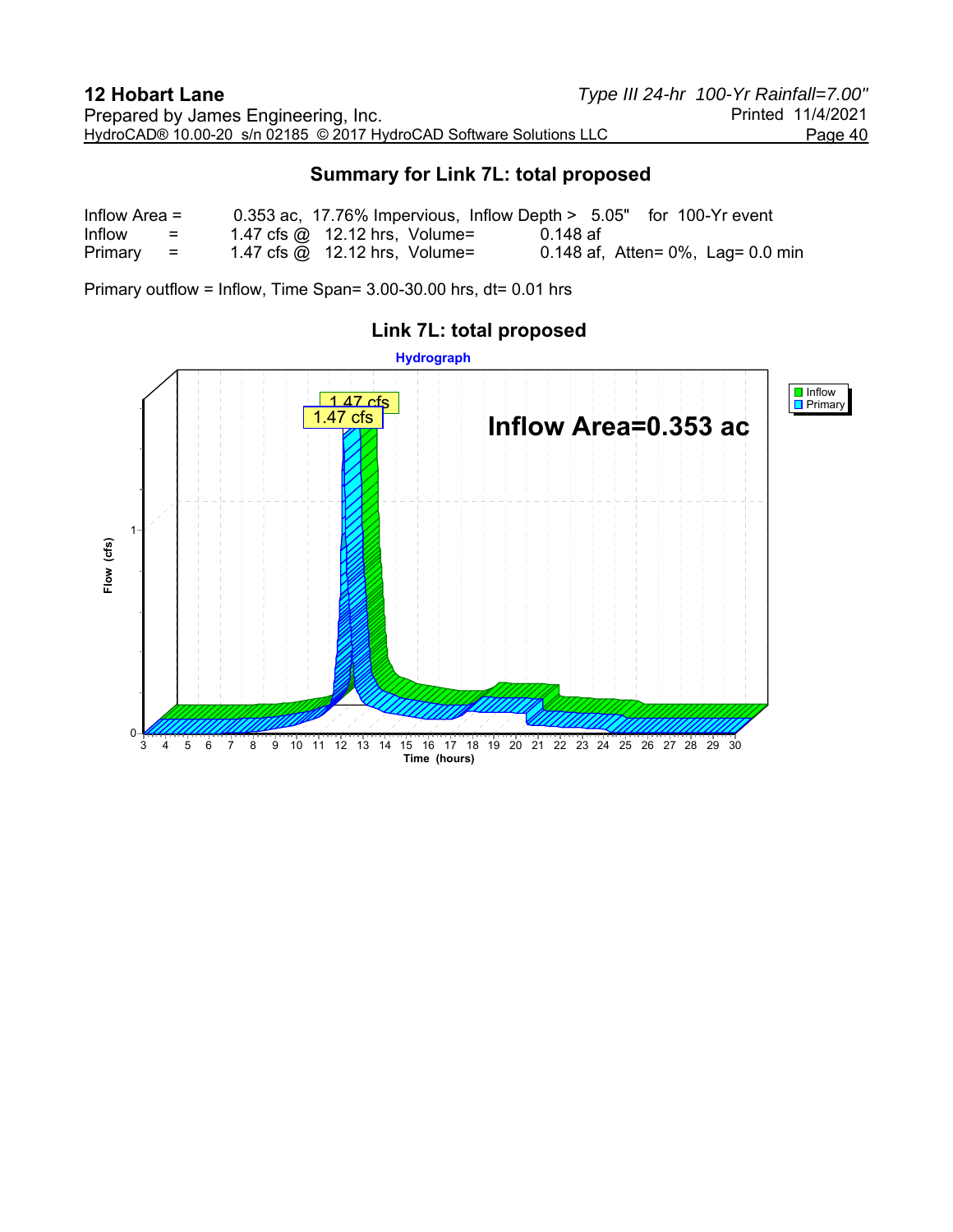## Summary for Link 7L: total proposed

| | | | |
|---|---|---|---|
| Inflow Area = | 0.353 ac, 17.76% Impervious, Inflow Depth > 5.05" | | for 100-Yr event |
| Inflow = | 1.47 cfs @ 12.12 hrs, Volume= | 0.148 af | |
| Primary = | 1.47 cfs @ 12.12 hrs, Volume= | 0.148 af, Atten= 0%, Lag= 0.0 min | |

Primary outflow = Inflow, Time Span= 3.00-30.00 hrs, dt= 0.01 hrs

**Link 7L: total proposed**

Hydrograph

Inflow
Primary

1.47 cfs
1.47 cfs

Inflow Area=0.353 ac

Flow (cfs)

0
1

3 4 5 6 7 8 9 10 11 12 13 14 15 16 17 18 19 20 21 22 23 24 25 26 27 28 29 30

Time (hours)